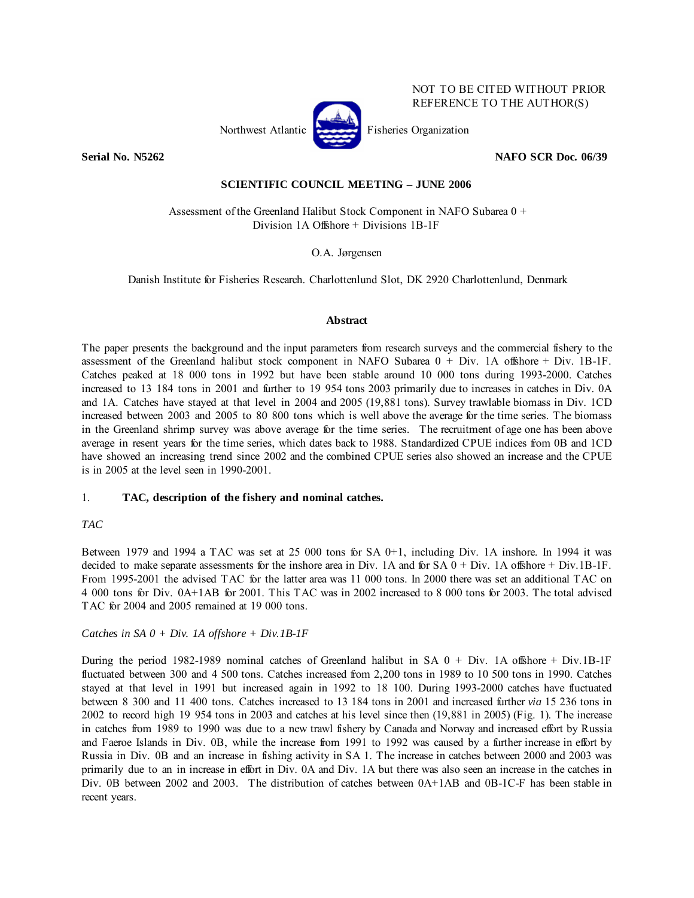NOT TO BE CITED WITHOUT PRIOR REFERENCE TO THE AUTHOR(S)

Northwest Atlantic Fisheries Organization

**Serial No. N5262** **NAFO SCR Doc. 06/39**

**SCIENTIFIC COUNCIL MEETING – JUNE 2006**

# Assessment of the Greenland Halibut Stock Component in NAFO Subarea 0 + Division 1A Offshore + Divisions 1B-1F

O.A. Jørgensen

Danish Institute for Fisheries Research. Charlottenlund Slot, DK 2920 Charlottenlund, Denmark

## Abstract

The paper presents the background and the input parameters from research surveys and the commercial fishery to the assessment of the Greenland halibut stock component in NAFO Subarea 0 + Div. 1A offshore + Div. 1B-1F. Catches peaked at 18 000 tons in 1992 but have been stable around 10 000 tons during 1993-2000. Catches increased to 13 184 tons in 2001 and further to 19 954 tons 2003 primarily due to increases in catches in Div. 0A and 1A. Catches have stayed at that level in 2004 and 2005 (19,881 tons). Survey trawlable biomass in Div. 1CD increased between 2003 and 2005 to 80 800 tons which is well above the average for the time series. The biomass in the Greenland shrimp survey was above average for the time series. The recruitment of age one has been above average in resent years for the time series, which dates back to 1988. Standardized CPUE indices from 0B and 1CD have showed an increasing trend since 2002 and the combined CPUE series also showed an increase and the CPUE is in 2005 at the level seen in 1990-2001.

## 1. **TAC, description of the fishery and nominal catches.**

*TAC*

Between 1979 and 1994 a TAC was set at 25 000 tons for SA 0+1, including Div. 1A inshore. In 1994 it was decided to make separate assessments for the inshore area in Div. 1A and for SA 0 + Div. 1A offshore + Div.1B-1F. From 1995-2001 the advised TAC for the latter area was 11 000 tons. In 2000 there was set an additional TAC on 4 000 tons for Div. 0A+1AB for 2001. This TAC was in 2002 increased to 8 000 tons for 2003. The total advised TAC for 2004 and 2005 remained at 19 000 tons.

*Catches in SA 0 + Div. 1A offshore + Div.1B-1F*

During the period 1982-1989 nominal catches of Greenland halibut in SA 0 + Div. 1A offshore + Div.1B-1F fluctuated between 300 and 4 500 tons. Catches increased from 2,200 tons in 1989 to 10 500 tons in 1990. Catches stayed at that level in 1991 but increased again in 1992 to 18 100. During 1993-2000 catches have fluctuated between 8 300 and 11 400 tons. Catches increased to 13 184 tons in 2001 and increased further *via* 15 236 tons in 2002 to record high 19 954 tons in 2003 and catches at his level since then (19,881 in 2005) (Fig. 1). The increase in catches from 1989 to 1990 was due to a new trawl fishery by Canada and Norway and increased effort by Russia and Faeroe Islands in Div. 0B, while the increase from 1991 to 1992 was caused by a further increase in effort by Russia in Div. 0B and an increase in fishing activity in SA 1. The increase in catches between 2000 and 2003 was primarily due to an in increase in effort in Div. 0A and Div. 1A but there was also seen an increase in the catches in Div. 0B between 2002 and 2003. The distribution of catches between 0A+1AB and 0B-1C-F has been stable in recent years.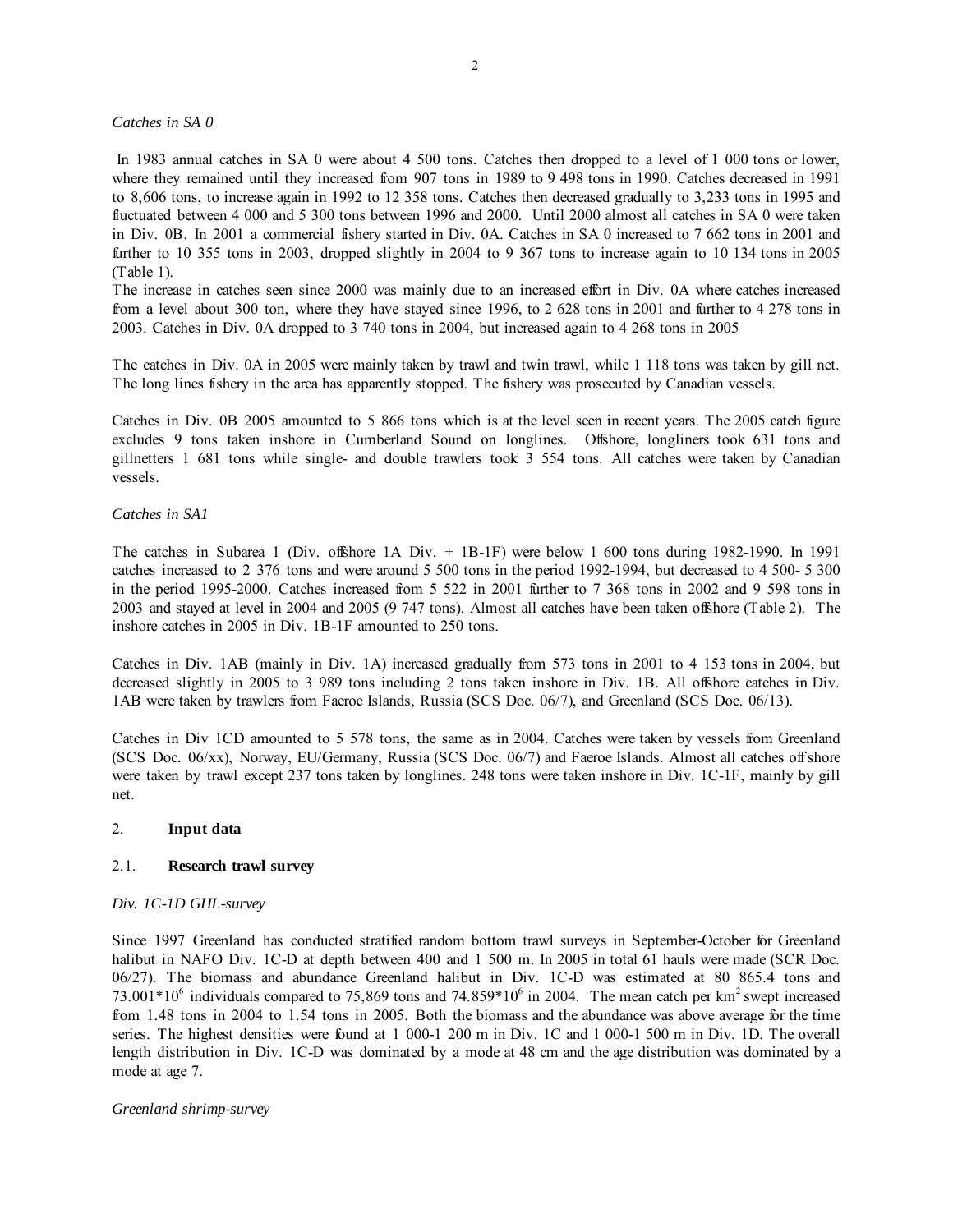*Catches in SA 0*

In 1983 annual catches in SA 0 were about 4 500 tons. Catches then dropped to a level of 1 000 tons or lower, where they remained until they increased from 907 tons in 1989 to 9 498 tons in 1990. Catches decreased in 1991 to 8,606 tons, to increase again in 1992 to 12 358 tons. Catches then decreased gradually to 3,233 tons in 1995 and fluctuated between 4 000 and 5 300 tons between 1996 and 2000. Until 2000 almost all catches in SA 0 were taken in Div. 0B. In 2001 a commercial fishery started in Div. 0A. Catches in SA 0 increased to 7 662 tons in 2001 and further to 10 355 tons in 2003, dropped slightly in 2004 to 9 367 tons to increase again to 10 134 tons in 2005 (Table 1).
The increase in catches seen since 2000 was mainly due to an increased effort in Div. 0A where catches increased from a level about 300 ton, where they have stayed since 1996, to 2 628 tons in 2001 and further to 4 278 tons in 2003. Catches in Div. 0A dropped to 3 740 tons in 2004, but increased again to 4 268 tons in 2005

The catches in Div. 0A in 2005 were mainly taken by trawl and twin trawl, while 1 118 tons was taken by gill net. The long lines fishery in the area has apparently stopped. The fishery was prosecuted by Canadian vessels.

Catches in Div. 0B 2005 amounted to 5 866 tons which is at the level seen in recent years. The 2005 catch figure excludes 9 tons taken inshore in Cumberland Sound on longlines. Offshore, longliners took 631 tons and gillnetters 1 681 tons while single- and double trawlers took 3 554 tons. All catches were taken by Canadian vessels.

*Catches in SA1*

The catches in Subarea 1 (Div. offshore 1A Div. + 1B-1F) were below 1 600 tons during 1982-1990. In 1991 catches increased to 2 376 tons and were around 5 500 tons in the period 1992-1994, but decreased to 4 500- 5 300 in the period 1995-2000. Catches increased from 5 522 in 2001 further to 7 368 tons in 2002 and 9 598 tons in 2003 and stayed at level in 2004 and 2005 (9 747 tons). Almost all catches have been taken offshore (Table 2). The inshore catches in 2005 in Div. 1B-1F amounted to 250 tons.

Catches in Div. 1AB (mainly in Div. 1A) increased gradually from 573 tons in 2001 to 4 153 tons in 2004, but decreased slightly in 2005 to 3 989 tons including 2 tons taken inshore in Div. 1B. All offshore catches in Div. 1AB were taken by trawlers from Faeroe Islands, Russia (SCS Doc. 06/7), and Greenland (SCS Doc. 06/13).

Catches in Div 1CD amounted to 5 578 tons, the same as in 2004. Catches were taken by vessels from Greenland (SCS Doc. 06/xx), Norway, EU/Germany, Russia (SCS Doc. 06/7) and Faeroe Islands. Almost all catches off shore were taken by trawl except 237 tons taken by longlines. 248 tons were taken inshore in Div. 1C-1F, mainly by gill net.

## 2. **Input data**

### 2.1. **Research trawl survey**

*Div. 1C-1D GHL-survey*

Since 1997 Greenland has conducted stratified random bottom trawl surveys in September-October for Greenland halibut in NAFO Div. 1C-D at depth between 400 and 1 500 m. In 2005 in total 61 hauls were made (SCR Doc. 06/27). The biomass and abundance Greenland halibut in Div. 1C-D was estimated at 80 865.4 tons and $73.001*10^6$ individuals compared to 75,869 tons and $74.859*10^6$ in 2004. The mean catch per $km^2$ swept increased from 1.48 tons in 2004 to 1.54 tons in 2005. Both the biomass and the abundance was above average for the time series. The highest densities were found at 1 000-1 200 m in Div. 1C and 1 000-1 500 m in Div. 1D. The overall length distribution in Div. 1C-D was dominated by a mode at 48 cm and the age distribution was dominated by a mode at age 7.

*Greenland shrimp-survey*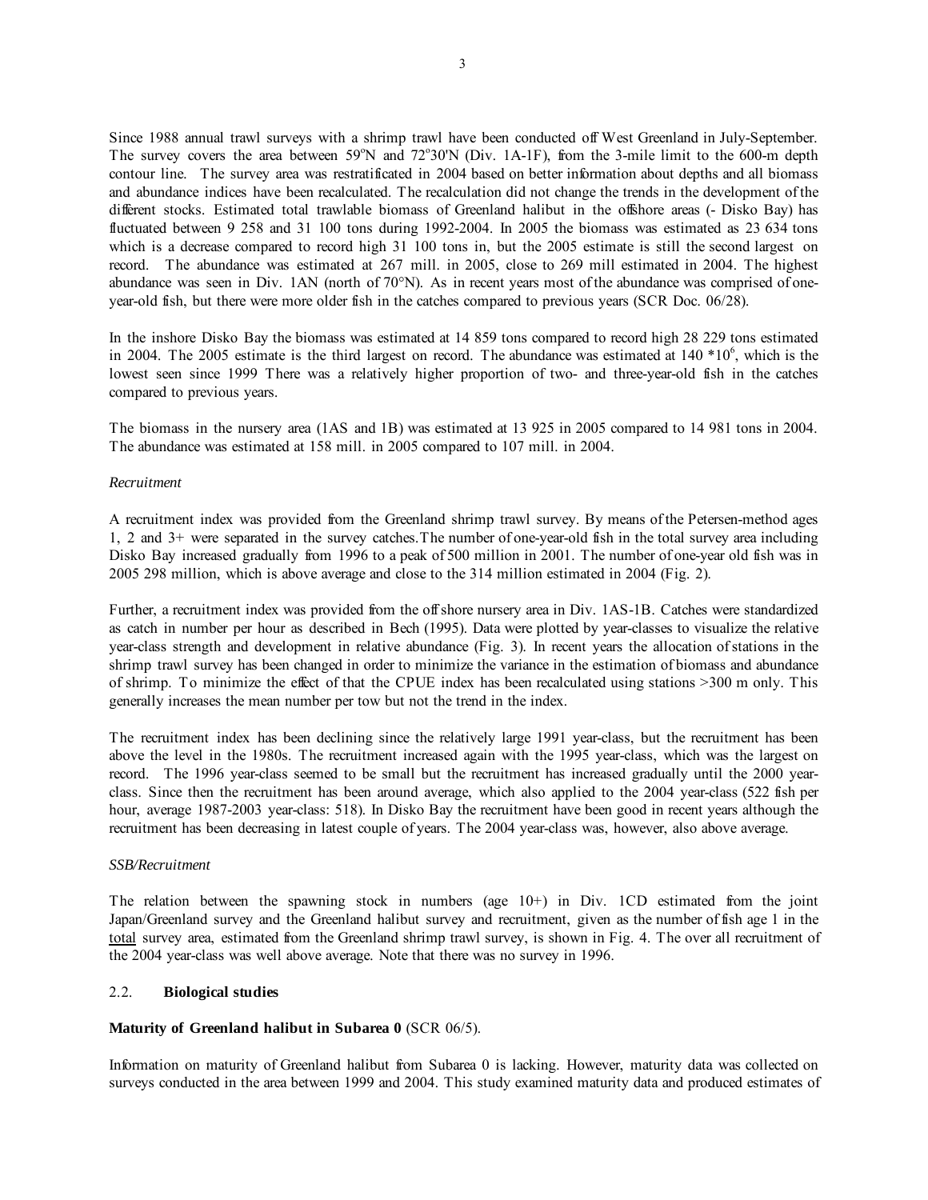Since 1988 annual trawl surveys with a shrimp trawl have been conducted off West Greenland in July-September. The survey covers the area between 59°N and 72°30'N (Div. 1A-1F), from the 3-mile limit to the 600-m depth contour line. The survey area was restratificated in 2004 based on better information about depths and all biomass and abundance indices have been recalculated. The recalculation did not change the trends in the development of the different stocks. Estimated total trawlable biomass of Greenland halibut in the offshore areas (- Disko Bay) has fluctuated between 9 258 and 31 100 tons during 1992-2004. In 2005 the biomass was estimated as 23 634 tons which is a decrease compared to record high 31 100 tons in, but the 2005 estimate is still the second largest on record. The abundance was estimated at 267 mill. in 2005, close to 269 mill estimated in 2004. The highest abundance was seen in Div. 1AN (north of 70°N). As in recent years most of the abundance was comprised of one-year-old fish, but there were more older fish in the catches compared to previous years (SCR Doc. 06/28).

In the inshore Disko Bay the biomass was estimated at 14 859 tons compared to record high 28 229 tons estimated in 2004. The 2005 estimate is the third largest on record. The abundance was estimated at 140 $*10^6$, which is the lowest seen since 1999 There was a relatively higher proportion of two- and three-year-old fish in the catches compared to previous years.

The biomass in the nursery area (1AS and 1B) was estimated at 13 925 in 2005 compared to 14 981 tons in 2004. The abundance was estimated at 158 mill. in 2005 compared to 107 mill. in 2004.

*Recruitment*

A recruitment index was provided from the Greenland shrimp trawl survey. By means of the Petersen-method ages 1, 2 and 3+ were separated in the survey catches.The number of one-year-old fish in the total survey area including Disko Bay increased gradually from 1996 to a peak of 500 million in 2001. The number of one-year old fish was in 2005 298 million, which is above average and close to the 314 million estimated in 2004 (Fig. 2).

Further, a recruitment index was provided from the offshore nursery area in Div. 1AS-1B. Catches were standardized as catch in number per hour as described in Bech (1995). Data were plotted by year-classes to visualize the relative year-class strength and development in relative abundance (Fig. 3). In recent years the allocation of stations in the shrimp trawl survey has been changed in order to minimize the variance in the estimation of biomass and abundance of shrimp. To minimize the effect of that the CPUE index has been recalculated using stations >300 m only. This generally increases the mean number per tow but not the trend in the index.

The recruitment index has been declining since the relatively large 1991 year-class, but the recruitment has been above the level in the 1980s. The recruitment increased again with the 1995 year-class, which was the largest on record. The 1996 year-class seemed to be small but the recruitment has increased gradually until the 2000 year-class. Since then the recruitment has been around average, which also applied to the 2004 year-class (522 fish per hour, average 1987-2003 year-class: 518). In Disko Bay the recruitment have been good in recent years although the recruitment has been decreasing in latest couple of years. The 2004 year-class was, however, also above average.

*SSB/Recruitment*

The relation between the spawning stock in numbers (age 10+) in Div. 1CD estimated from the joint Japan/Greenland survey and the Greenland halibut survey and recruitment, given as the number of fish age 1 in the total survey area, estimated from the Greenland shrimp trawl survey, is shown in Fig. 4. The over all recruitment of the 2004 year-class was well above average. Note that there was no survey in 1996.

## 2.2. **Biological studies**

**Maturity of Greenland halibut in Subarea 0** (SCR 06/5).

Information on maturity of Greenland halibut from Subarea 0 is lacking. However, maturity data was collected on surveys conducted in the area between 1999 and 2004. This study examined maturity data and produced estimates of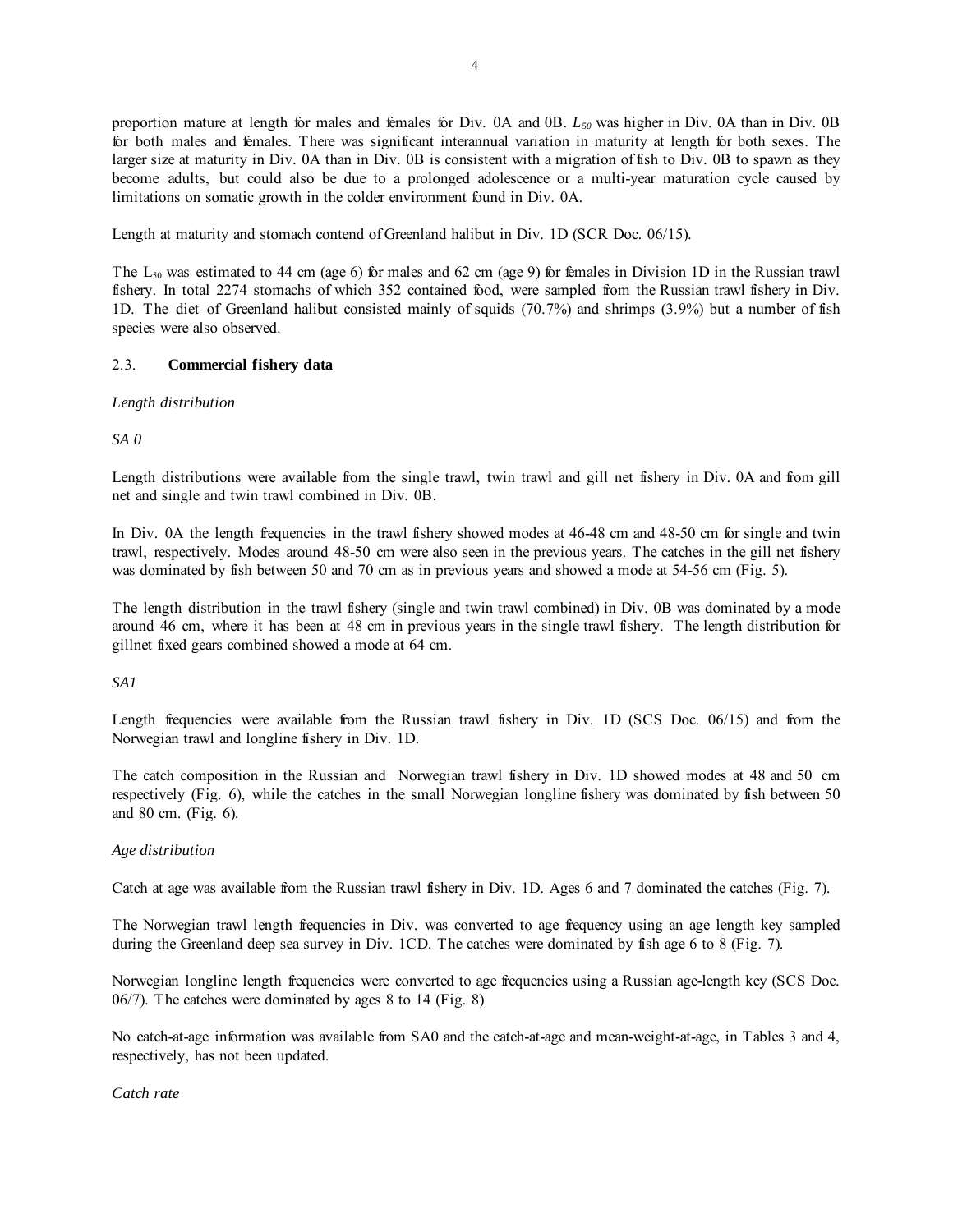proportion mature at length for males and females for Div. 0A and 0B. $L_{50}$ was higher in Div. 0A than in Div. 0B for both males and females. There was significant interannual variation in maturity at length for both sexes. The larger size at maturity in Div. 0A than in Div. 0B is consistent with a migration of fish to Div. 0B to spawn as they become adults, but could also be due to a prolonged adolescence or a multi-year maturation cycle caused by limitations on somatic growth in the colder environment found in Div. 0A.

Length at maturity and stomach contend of Greenland halibut in Div. 1D (SCR Doc. 06/15).

The $L_{50}$ was estimated to 44 cm (age 6) for males and 62 cm (age 9) for females in Division 1D in the Russian trawl fishery. In total 2274 stomachs of which 352 contained food, were sampled from the Russian trawl fishery in Div. 1D. The diet of Greenland halibut consisted mainly of squids (70.7%) and shrimps (3.9%) but a number of fish species were also observed.

## 2.3. **Commercial fishery data**

*Length distribution*

*SA 0*

Length distributions were available from the single trawl, twin trawl and gill net fishery in Div. 0A and from gill net and single and twin trawl combined in Div. 0B.

In Div. 0A the length frequencies in the trawl fishery showed modes at 46-48 cm and 48-50 cm for single and twin trawl, respectively. Modes around 48-50 cm were also seen in the previous years. The catches in the gill net fishery was dominated by fish between 50 and 70 cm as in previous years and showed a mode at 54-56 cm (Fig. 5).

The length distribution in the trawl fishery (single and twin trawl combined) in Div. 0B was dominated by a mode around 46 cm, where it has been at 48 cm in previous years in the single trawl fishery. The length distribution for gillnet fixed gears combined showed a mode at 64 cm.

*SA1*

Length frequencies were available from the Russian trawl fishery in Div. 1D (SCS Doc. 06/15) and from the Norwegian trawl and longline fishery in Div. 1D.

The catch composition in the Russian and Norwegian trawl fishery in Div. 1D showed modes at 48 and 50 cm respectively (Fig. 6), while the catches in the small Norwegian longline fishery was dominated by fish between 50 and 80 cm. (Fig. 6).

*Age distribution*

Catch at age was available from the Russian trawl fishery in Div. 1D. Ages 6 and 7 dominated the catches (Fig. 7).

The Norwegian trawl length frequencies in Div. was converted to age frequency using an age length key sampled during the Greenland deep sea survey in Div. 1CD. The catches were dominated by fish age 6 to 8 (Fig. 7).

Norwegian longline length frequencies were converted to age frequencies using a Russian age-length key (SCS Doc. 06/7). The catches were dominated by ages 8 to 14 (Fig. 8)

No catch-at-age information was available from SA0 and the catch-at-age and mean-weight-at-age, in Tables 3 and 4, respectively, has not been updated.

*Catch rate*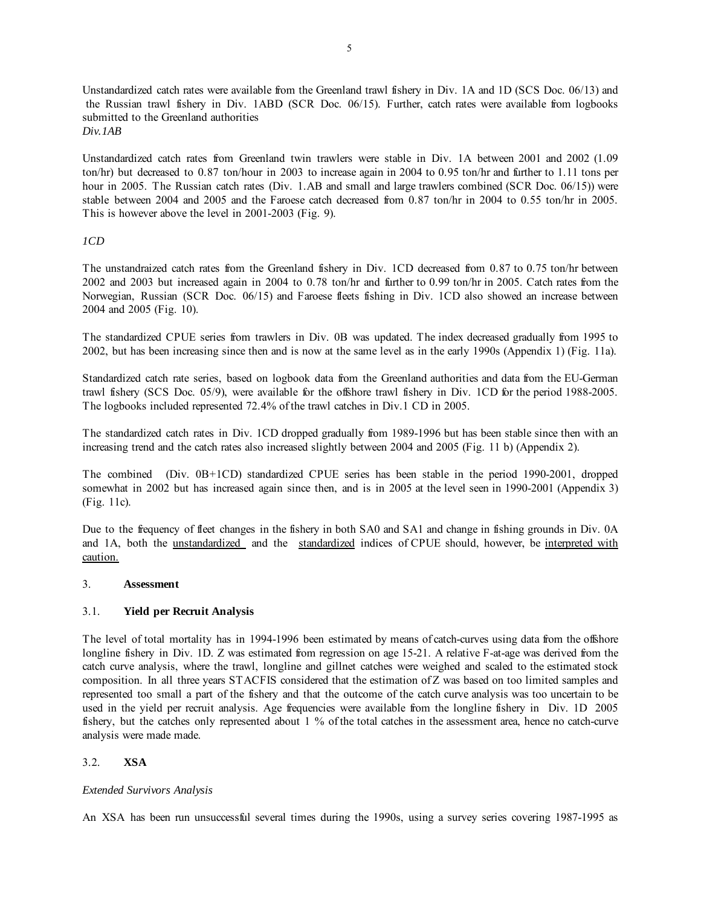Unstandardized catch rates were available from the Greenland trawl fishery in Div. 1A and 1D (SCS Doc. 06/13) and the Russian trawl fishery in Div. 1ABD (SCR Doc. 06/15). Further, catch rates were available from logbooks submitted to the Greenland authorities

*Div.1AB*

Unstandardized catch rates from Greenland twin trawlers were stable in Div. 1A between 2001 and 2002 (1.09 ton/hr) but decreased to 0.87 ton/hour in 2003 to increase again in 2004 to 0.95 ton/hr and further to 1.11 tons per hour in 2005. The Russian catch rates (Div. 1.AB and small and large trawlers combined (SCR Doc. 06/15)) were stable between 2004 and 2005 and the Faroese catch decreased from 0.87 ton/hr in 2004 to 0.55 ton/hr in 2005. This is however above the level in 2001-2003 (Fig. 9).

*1CD*

The unstandraized catch rates from the Greenland fishery in Div. 1CD decreased from 0.87 to 0.75 ton/hr between 2002 and 2003 but increased again in 2004 to 0.78 ton/hr and further to 0.99 ton/hr in 2005. Catch rates from the Norwegian, Russian (SCR Doc. 06/15) and Faroese fleets fishing in Div. 1CD also showed an increase between 2004 and 2005 (Fig. 10).

The standardized CPUE series from trawlers in Div. 0B was updated. The index decreased gradually from 1995 to 2002, but has been increasing since then and is now at the same level as in the early 1990s (Appendix 1) (Fig. 11a).

Standardized catch rate series, based on logbook data from the Greenland authorities and data from the EU-German trawl fishery (SCS Doc. 05/9), were available for the offshore trawl fishery in Div. 1CD for the period 1988-2005. The logbooks included represented 72.4% of the trawl catches in Div.1 CD in 2005.

The standardized catch rates in Div. 1CD dropped gradually from 1989-1996 but has been stable since then with an increasing trend and the catch rates also increased slightly between 2004 and 2005 (Fig. 11 b) (Appendix 2).

The combined (Div. 0B+1CD) standardized CPUE series has been stable in the period 1990-2001, dropped somewhat in 2002 but has increased again since then, and is in 2005 at the level seen in 1990-2001 (Appendix 3) (Fig. 11c).

Due to the frequency of fleet changes in the fishery in both SA0 and SA1 and change in fishing grounds in Div. 0A and 1A, both the <u>unstandardized</u> and the <u>standardized</u> indices of CPUE should, however, be <u>interpreted with caution.</u>

## 3. **Assessment**

### 3.1. **Yield per Recruit Analysis**

The level of total mortality has in 1994-1996 been estimated by means of catch-curves using data from the offshore longline fishery in Div. 1D. Z was estimated from regression on age 15-21. A relative F-at-age was derived from the catch curve analysis, where the trawl, longline and gillnet catches were weighed and scaled to the estimated stock composition. In all three years STACFIS considered that the estimation of Z was based on too limited samples and represented too small a part of the fishery and that the outcome of the catch curve analysis was too uncertain to be used in the yield per recruit analysis. Age frequencies were available from the longline fishery in Div. 1D 2005 fishery, but the catches only represented about 1 % of the total catches in the assessment area, hence no catch-curve analysis were made made.

### 3.2. **XSA**

*Extended Survivors Analysis*

An XSA has been run unsuccessful several times during the 1990s, using a survey series covering 1987-1995 as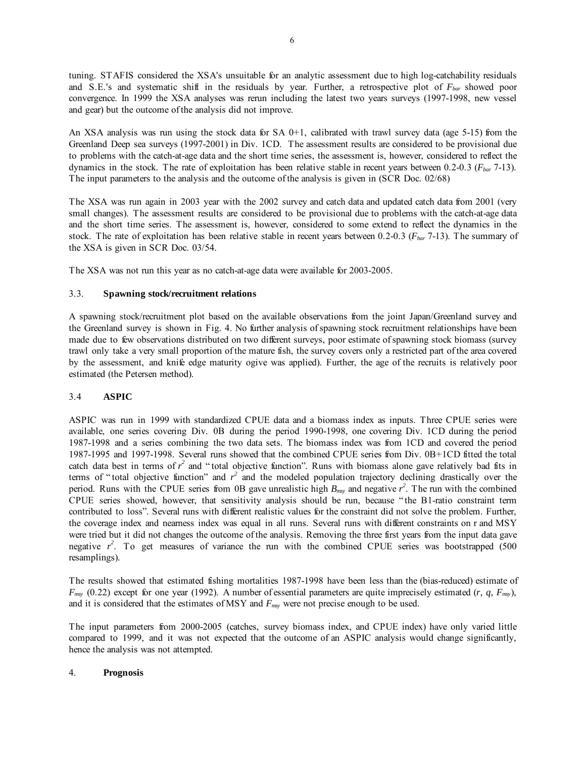tuning. STAFIS considered the XSA's unsuitable for an analytic assessment due to high log-catchability residuals and S.E.'s and systematic shift in the residuals by year. Further, a retrospective plot of $F_{bar}$ showed poor convergence. In 1999 the XSA analyses was rerun including the latest two years surveys (1997-1998, new vessel and gear) but the outcome of the analysis did not improve.

An XSA analysis was run using the stock data for SA 0+1, calibrated with trawl survey data (age 5-15) from the Greenland Deep sea surveys (1997-2001) in Div. 1CD. The assessment results are considered to be provisional due to problems with the catch-at-age data and the short time series, the assessment is, however, considered to reflect the dynamics in the stock. The rate of exploitation has been relative stable in recent years between 0.2-0.3 ($F_{bar}$ 7-13). The input parameters to the analysis and the outcome of the analysis is given in (SCR Doc. 02/68)

The XSA was run again in 2003 year with the 2002 survey and catch data and updated catch data from 2001 (very small changes). The assessment results are considered to be provisional due to problems with the catch-at-age data and the short time series. The assessment is, however, considered to some extend to reflect the dynamics in the stock. The rate of exploitation has been relative stable in recent years between 0.2-0.3 ($F_{bar}$ 7-13). The summary of the XSA is given in SCR Doc. 03/54.

The XSA was not run this year as no catch-at-age data were available for 2003-2005.

### 3.3. **Spawning stock/recruitment relations**

A spawning stock/recruitment plot based on the available observations from the joint Japan/Greenland survey and the Greenland survey is shown in Fig. 4. No further analysis of spawning stock recruitment relationships have been made due to few observations distributed on two different surveys, poor estimate of spawning stock biomass (survey trawl only take a very small proportion of the mature fish, the survey covers only a restricted part of the area covered by the assessment, and knife edge maturity ogive was applied). Further, the age of the recruits is relatively poor estimated (the Petersen method).

### 3.4 **ASPIC**

ASPIC was run in 1999 with standardized CPUE data and a biomass index as inputs. Three CPUE series were available, one series covering Div. 0B during the period 1990-1998, one covering Div. 1CD during the period 1987-1998 and a series combining the two data sets. The biomass index was from 1CD and covered the period 1987-1995 and 1997-1998. Several runs showed that the combined CPUE series from Div. 0B+1CD fitted the total catch data best in terms of $r^2$ and "total objective function". Runs with biomass alone gave relatively bad fits in terms of "total objective function" and $r^2$ and the modeled population trajectory declining drastically over the period. Runs with the CPUE series from 0B gave unrealistic high $B_{msy}$ and negative $r^2$. The run with the combined CPUE series showed, however, that sensitivity analysis should be run, because "the B1-ratio constraint term contributed to loss". Several runs with different realistic values for the constraint did not solve the problem. Further, the coverage index and nearness index was equal in all runs. Several runs with different constraints on r and MSY were tried but it did not changes the outcome of the analysis. Removing the three first years from the input data gave negative $r^2$. To get measures of variance the run with the combined CPUE series was bootstrapped (500 resamplings).

The results showed that estimated fishing mortalities 1987-1998 have been less than the (bias-reduced) estimate of $F_{msy}$ (0.22) except for one year (1992). A number of essential parameters are quite imprecisely estimated ($r$, $q$, $F_{msy}$), and it is considered that the estimates of MSY and $F_{msy}$ were not precise enough to be used.

The input parameters from 2000-2005 (catches, survey biomass index, and CPUE index) have only varied little compared to 1999, and it was not expected that the outcome of an ASPIC analysis would change significantly, hence the analysis was not attempted.

## 4. **Prognosis**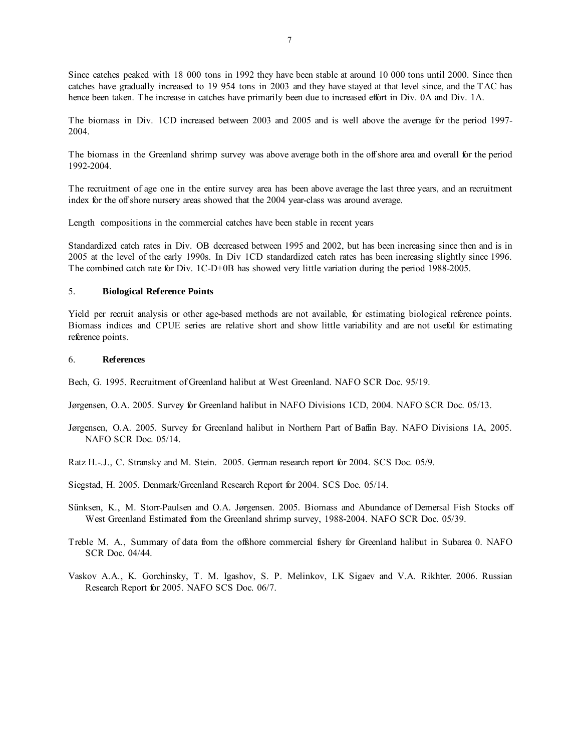Since catches peaked with 18 000 tons in 1992 they have been stable at around 10 000 tons until 2000. Since then catches have gradually increased to 19 954 tons in 2003 and they have stayed at that level since, and the TAC has hence been taken. The increase in catches have primarily been due to increased effort in Div. 0A and Div. 1A.

The biomass in Div. 1CD increased between 2003 and 2005 and is well above the average for the period 1997-2004.

The biomass in the Greenland shrimp survey was above average both in the offshore area and overall for the period 1992-2004.

The recruitment of age one in the entire survey area has been above average the last three years, and an recruitment index for the offshore nursery areas showed that the 2004 year-class was around average.

Length compositions in the commercial catches have been stable in recent years

Standardized catch rates in Div. OB decreased between 1995 and 2002, but has been increasing since then and is in 2005 at the level of the early 1990s. In Div 1CD standardized catch rates has been increasing slightly since 1996. The combined catch rate for Div. 1C-D+0B has showed very little variation during the period 1988-2005.

## 5. **Biological Reference Points**

Yield per recruit analysis or other age-based methods are not available, for estimating biological reference points. Biomass indices and CPUE series are relative short and show little variability and are not useful for estimating reference points.

## 6. **References**

Bech, G. 1995. Recruitment of Greenland halibut at West Greenland. NAFO SCR Doc. 95/19.

Jørgensen, O.A. 2005. Survey for Greenland halibut in NAFO Divisions 1CD, 2004. NAFO SCR Doc. 05/13.

Jørgensen, O.A. 2005. Survey for Greenland halibut in Northern Part of Baffin Bay. NAFO Divisions 1A, 2005. NAFO SCR Doc. 05/14.

Ratz H.-.J., C. Stransky and M. Stein. 2005. German research report for 2004. SCS Doc. 05/9.

Siegstad, H. 2005. Denmark/Greenland Research Report for 2004. SCS Doc. 05/14.

Sünksen, K., M. Storr-Paulsen and O.A. Jørgensen. 2005. Biomass and Abundance of Demersal Fish Stocks off West Greenland Estimated from the Greenland shrimp survey, 1988-2004. NAFO SCR Doc. 05/39.

Treble M. A., Summary of data from the offshore commercial fishery for Greenland halibut in Subarea 0. NAFO SCR Doc. 04/44.

Vaskov A.A., K. Gorchinsky, T. M. Igashov, S. P. Melinkov, I.K Sigaev and V.A. Rikhter. 2006. Russian Research Report for 2005. NAFO SCS Doc. 06/7.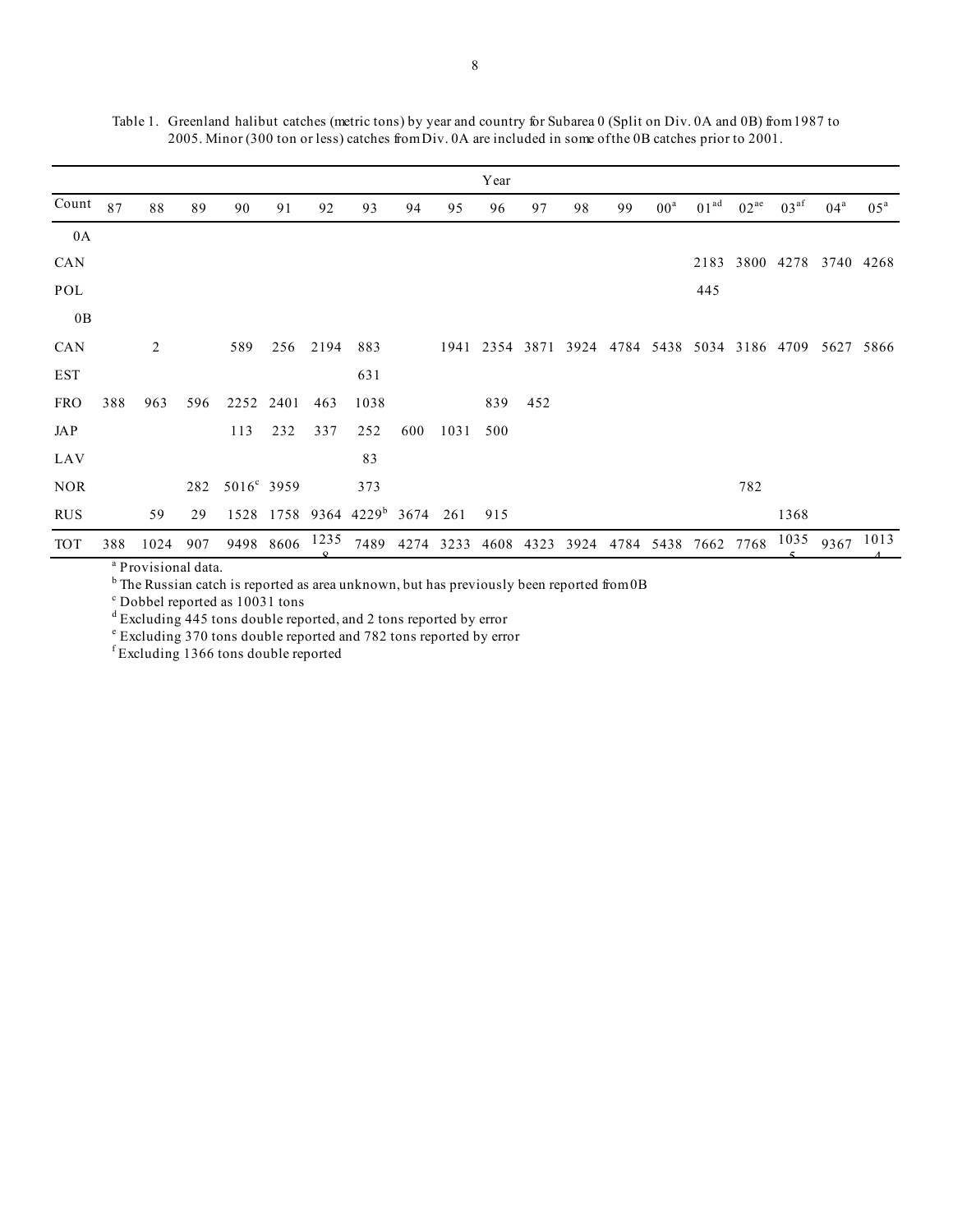Table 1. Greenland halibut catches (metric tons) by year and country for Subarea 0 (Split on Div. 0A and 0B) from 1987 to 2005. Minor (300 ton or less) catches from Div. 0A are included in some of the 0B catches prior to 2001.

| | Year | | | | | | | | | | | | | | | | | | |
|---|---|---|---|---|---|---|---|---|---|---|---|---|---|---|---|---|---|---|---|
| Count | 87 | 88 | 89 | 90 | 91 | 92 | 93 | 94 | 95 | 96 | 97 | 98 | 99 | 00[a] | 01[ad] | 02[ae] | 03[af] | 04[a] | 05[a] |
| 0A | | | | | | | | | | | | | | | | | | | |
| CAN | | | | | | | | | | | | | | | 2183 | 3800 | 4278 | 3740 | 4268 |
| POL | | | | | | | | | | | | | | | 445 | | | | |
| 0B | | | | | | | | | | | | | | | | | | | |
| CAN | | 2 | | 589 | 256 | 2194 | 883 | | 1941 | 2354 | 3871 | 3924 | 4784 | 5438 | 5034 | 3186 | 4709 | 5627 | 5866 |
| EST | | | | | | | 631 | | | | | | | | | | | | |
| FRO | 388 | 963 | 596 | 2252 | 2401 | 463 | 1038 | | | 839 | 452 | | | | | | | | |
| JAP | | | | 113 | 232 | 337 | 252 | 600 | 1031 | 500 | | | | | | | | | |
| LAV | | | | | | | 83 | | | | | | | | | | | | |
| NOR | | | 282 | 5016[c] | 3959 | | 373 | | | | | | | | | 782 | | | |
| RUS | | 59 | 29 | 1528 | 1758 | 9364 | 4229[b] | 3674 | 261 | 915 | | | | | | | 1368 | | |
| TOT | 388 | 1024 | 907 | 9498 | 8606 | 12358 | 7489 | 4274 | 3233 | 4608 | 4323 | 3924 | 4784 | 5438 | 7662 | 7768 | 10355 | 9367 | 10134 |

[a] Provisional data.

[b] The Russian catch is reported as area unknown, but has previously been reported from 0B

[c] Dobbel reported as 10031 tons

[d] Excluding 445 tons double reported, and 2 tons reported by error

[e] Excluding 370 tons double reported and 782 tons reported by error

[f] Excluding 1366 tons double reported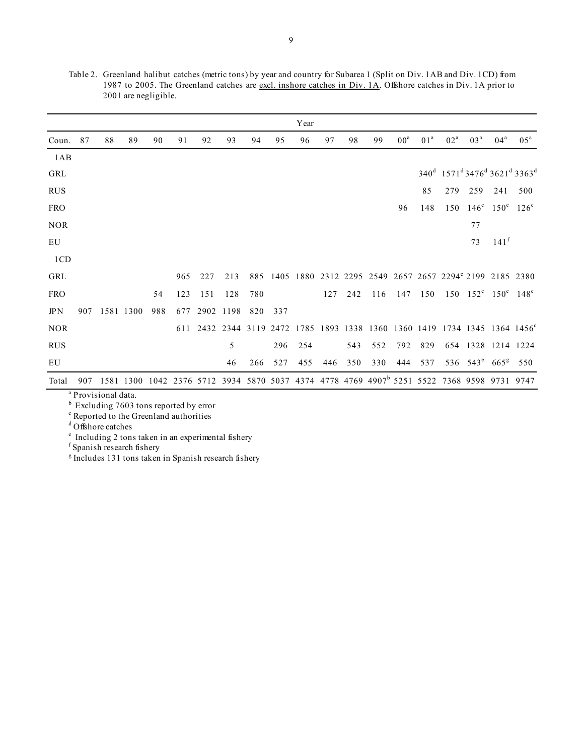Table 2. Greenland halibut catches (metric tons) by year and country for Subarea 1 (Split on Div. 1AB and Div. 1CD) from 1987 to 2005. The Greenland catches are excl. inshore catches in Div. 1A. Offshore catches in Div. 1A prior to 2001 are negligible.

| | Year | | | | | | | | | | | | | | | | | | |
|---|---|---|---|---|---|---|---|---|---|---|---|---|---|---|---|---|---|---|---|
| Coun. | 87 | 88 | 89 | 90 | 91 | 92 | 93 | 94 | 95 | 96 | 97 | 98 | 99 | 00[a] | 01[a] | 02[a] | 03[a] | 04[a] | 05[a] |
| 1AB | | | | | | | | | | | | | | | | | | | |
| GRL | | | | | | | | | | | | | | | 340[d] | 1571[d] | 3476[d] | 3621[d] | 3363[d] |
| RUS | | | | | | | | | | | | | | | 85 | 279 | 259 | 241 | 500 |
| FRO | | | | | | | | | | | | | | 96 | 148 | 150 | 146[c] | 150[c] | 126[c] |
| NOR | | | | | | | | | | | | | | | | | 77 | | |
| EU | | | | | | | | | | | | | | | | | 73 | 141[f] | |
| 1CD | | | | | | | | | | | | | | | | | | | |
| GRL | | | | | 965 | 227 | 213 | 885 | 1405 | 1880 | 2312 | 2295 | 2549 | 2657 | 2657 | 2294[c] | 2199 | 2185 | 2380 |
| FRO | | | | 54 | 123 | 151 | 128 | 780 | | | 127 | 242 | 116 | 147 | 150 | 150 | 152[c] | 150[c] | 148[c] |
| JPN | 907 | 1581 | 1300 | 988 | 677 | 2902 | 1198 | 820 | 337 | | | | | | | | | | |
| NOR | | | | | 611 | 2432 | 2344 | 3119 | 2472 | 1785 | 1893 | 1338 | 1360 | 1360 | 1419 | 1734 | 1345 | 1364 | 1456[c] |
| RUS | | | | | | | 5 | | 296 | 254 | | 543 | 552 | 792 | 829 | 654 | 1328 | 1214 | 1224 |
| EU | | | | | | | 46 | 266 | 527 | 455 | 446 | 350 | 330 | 444 | 537 | 536 | 543[e] | 665[g] | 550 |
| Total | 907 | 1581 | 1300 | 1042 | 2376 | 5712 | 3934 | 5870 | 5037 | 4374 | 4778 | 4769 | 4907[b] | 5251 | 5522 | 7368 | 9598 | 9731 | 9747 |

[a] Provisional data.
[b] Excluding 7603 tons reported by error
[c] Reported to the Greenland authorities
[d] Offshore catches
[e] Including 2 tons taken in an experimental fishery
[f] Spanish research fishery
[g] Includes 131 tons taken in Spanish research fishery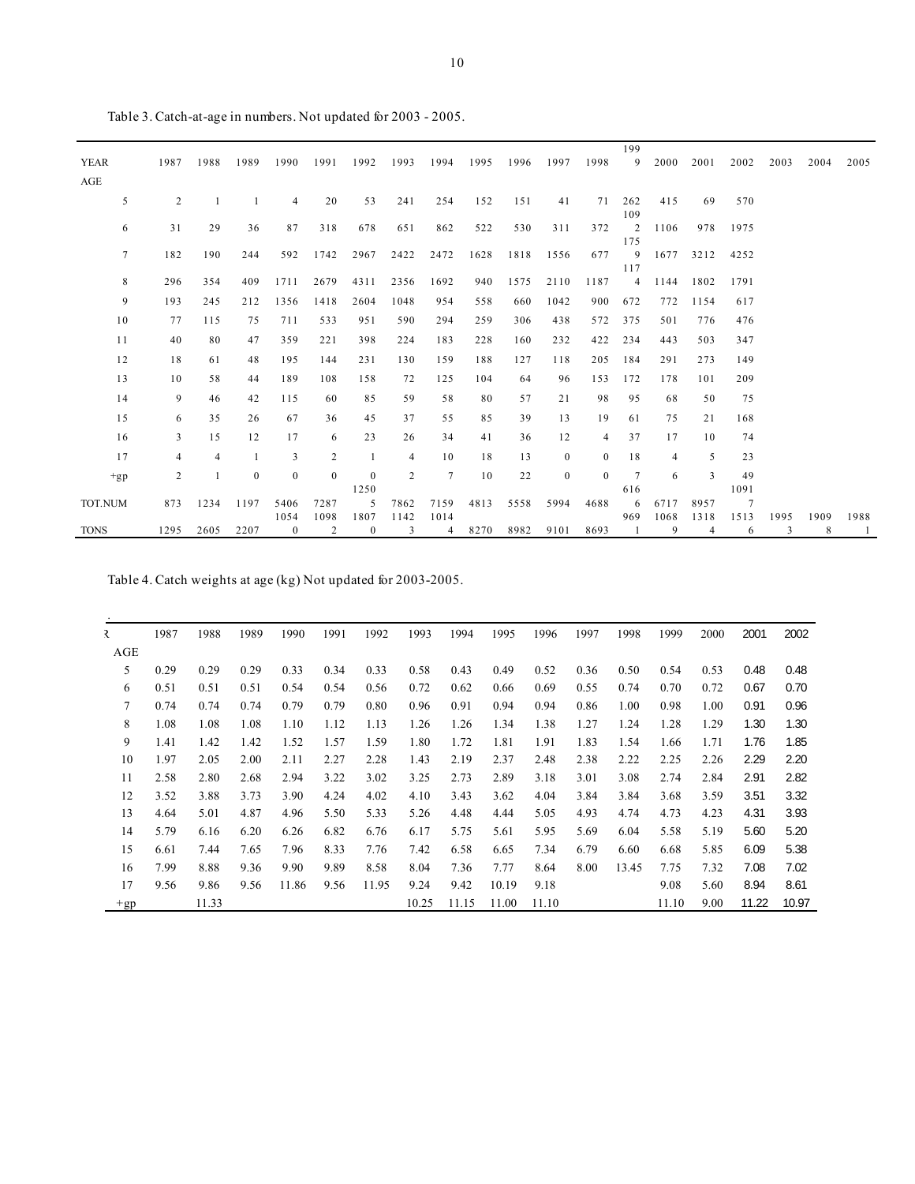Table 3. Catch-at-age in numbers. Not updated for 2003 - 2005.

| YEAR | 1987 | 1988 | 1989 | 1990 | 1991 | 1992 | 1993 | 1994 | 1995 | 1996 | 1997 | 1998 | 1999 | 2000 | 2001 | 2002 | 2003 | 2004 | 2005 |
|---|---|---|---|---|---|---|---|---|---|---|---|---|---|---|---|---|---|---|---|
| AGE | | | | | | | | | | | | | | | | | | | |
| 5 | 2 | 1 | 1 | 4 | 20 | 53 | 241 | 254 | 152 | 151 | 41 | 71 | 262 | 415 | 69 | 570 | | | |
| 6 | 31 | 29 | 36 | 87 | 318 | 678 | 651 | 862 | 522 | 530 | 311 | 372 | 1092 | 1106 | 978 | 1975 | | | |
| 7 | 182 | 190 | 244 | 592 | 1742 | 2967 | 2422 | 2472 | 1628 | 1818 | 1556 | 677 | 1759 | 1677 | 3212 | 4252 | | | |
| 8 | 296 | 354 | 409 | 1711 | 2679 | 4311 | 2356 | 1692 | 940 | 1575 | 2110 | 1187 | 1174 | 1144 | 1802 | 1791 | | | |
| 9 | 193 | 245 | 212 | 1356 | 1418 | 2604 | 1048 | 954 | 558 | 660 | 1042 | 900 | 672 | 772 | 1154 | 617 | | | |
| 10 | 77 | 115 | 75 | 711 | 533 | 951 | 590 | 294 | 259 | 306 | 438 | 572 | 375 | 501 | 776 | 476 | | | |
| 11 | 40 | 80 | 47 | 359 | 221 | 398 | 224 | 183 | 228 | 160 | 232 | 422 | 234 | 443 | 503 | 347 | | | |
| 12 | 18 | 61 | 48 | 195 | 144 | 231 | 130 | 159 | 188 | 127 | 118 | 205 | 184 | 291 | 273 | 149 | | | |
| 13 | 10 | 58 | 44 | 189 | 108 | 158 | 72 | 125 | 104 | 64 | 96 | 153 | 172 | 178 | 101 | 209 | | | |
| 14 | 9 | 46 | 42 | 115 | 60 | 85 | 59 | 58 | 80 | 57 | 21 | 98 | 95 | 68 | 50 | 75 | | | |
| 15 | 6 | 35 | 26 | 67 | 36 | 45 | 37 | 55 | 85 | 39 | 13 | 19 | 61 | 75 | 21 | 168 | | | |
| 16 | 3 | 15 | 12 | 17 | 6 | 23 | 26 | 34 | 41 | 36 | 12 | 4 | 37 | 17 | 10 | 74 | | | |
| 17 | 4 | 4 | 1 | 3 | 2 | 1 | 4 | 10 | 18 | 13 | 0 | 0 | 18 | 4 | 5 | 23 | | | |
| +gp | 2 | 1 | 0 | 0 | 0 | 0 | 2 | 7 | 10 | 22 | 0 | 0 | 7 | 6 | 3 | 49 | | | |
| TOT.NUM | 873 | 1234 | 1197 | 5406 | 7287 | 12505 | 7862 | 7159 | 4813 | 5558 | 5994 | 4688 | 6166 | 6717 | 8957 | 10917 | | | |
| TONS | 1295 | 2605 | 2207 | 10540 | 10982 | 18070 | 11423 | 10144 | 8270 | 8982 | 9101 | 8693 | 9691 | 10689 | 13184 | 15136 | 19953 | 19098 | 19881 |

Table 4. Catch weights at age (kg) Not updated for 2003-2005.

| YEAR | 1987 | 1988 | 1989 | 1990 | 1991 | 1992 | 1993 | 1994 | 1995 | 1996 | 1997 | 1998 | 1999 | 2000 | 2001 | 2002 |
|---|---|---|---|---|---|---|---|---|---|---|---|---|---|---|---|---|
| AGE | | | | | | | | | | | | | | | | |
| 5 | 0.29 | 0.29 | 0.29 | 0.33 | 0.34 | 0.33 | 0.58 | 0.43 | 0.49 | 0.52 | 0.36 | 0.50 | 0.54 | 0.53 | 0.48 | 0.48 |
| 6 | 0.51 | 0.51 | 0.51 | 0.54 | 0.54 | 0.56 | 0.72 | 0.62 | 0.66 | 0.69 | 0.55 | 0.74 | 0.70 | 0.72 | 0.67 | 0.70 |
| 7 | 0.74 | 0.74 | 0.74 | 0.79 | 0.79 | 0.80 | 0.96 | 0.91 | 0.94 | 0.94 | 0.86 | 1.00 | 0.98 | 1.00 | 0.91 | 0.96 |
| 8 | 1.08 | 1.08 | 1.08 | 1.10 | 1.12 | 1.13 | 1.26 | 1.26 | 1.34 | 1.38 | 1.27 | 1.24 | 1.28 | 1.29 | 1.30 | 1.30 |
| 9 | 1.41 | 1.42 | 1.42 | 1.52 | 1.57 | 1.59 | 1.80 | 1.72 | 1.81 | 1.91 | 1.83 | 1.54 | 1.66 | 1.71 | 1.76 | 1.85 |
| 10 | 1.97 | 2.05 | 2.00 | 2.11 | 2.27 | 2.28 | 1.43 | 2.19 | 2.37 | 2.48 | 2.38 | 2.22 | 2.25 | 2.26 | 2.29 | 2.20 |
| 11 | 2.58 | 2.80 | 2.68 | 2.94 | 3.22 | 3.02 | 3.25 | 2.73 | 2.89 | 3.18 | 3.01 | 3.08 | 2.74 | 2.84 | 2.91 | 2.82 |
| 12 | 3.52 | 3.88 | 3.73 | 3.90 | 4.24 | 4.02 | 4.10 | 3.43 | 3.62 | 4.04 | 3.84 | 3.84 | 3.68 | 3.59 | 3.51 | 3.32 |
| 13 | 4.64 | 5.01 | 4.87 | 4.96 | 5.50 | 5.33 | 5.26 | 4.48 | 4.44 | 5.05 | 4.93 | 4.74 | 4.73 | 4.23 | 4.31 | 3.93 |
| 14 | 5.79 | 6.16 | 6.20 | 6.26 | 6.82 | 6.76 | 6.17 | 5.75 | 5.61 | 5.95 | 5.69 | 6.04 | 5.58 | 5.19 | 5.60 | 5.20 |
| 15 | 6.61 | 7.44 | 7.65 | 7.96 | 8.33 | 7.76 | 7.42 | 6.58 | 6.65 | 7.34 | 6.79 | 6.60 | 6.68 | 5.85 | 6.09 | 5.38 |
| 16 | 7.99 | 8.88 | 9.36 | 9.90 | 9.89 | 8.58 | 8.04 | 7.36 | 7.77 | 8.64 | 8.00 | 13.45 | 7.75 | 7.32 | 7.08 | 7.02 |
| 17 | 9.56 | 9.86 | 9.56 | 11.86 | 9.56 | 11.95 | 9.24 | 9.42 | 10.19 | 9.18 | | | 9.08 | 5.60 | 8.94 | 8.61 |
| +gp | | 11.33 | | | | | 10.25 | 11.15 | 11.00 | 11.10 | | | 11.10 | 9.00 | 11.22 | 10.97 |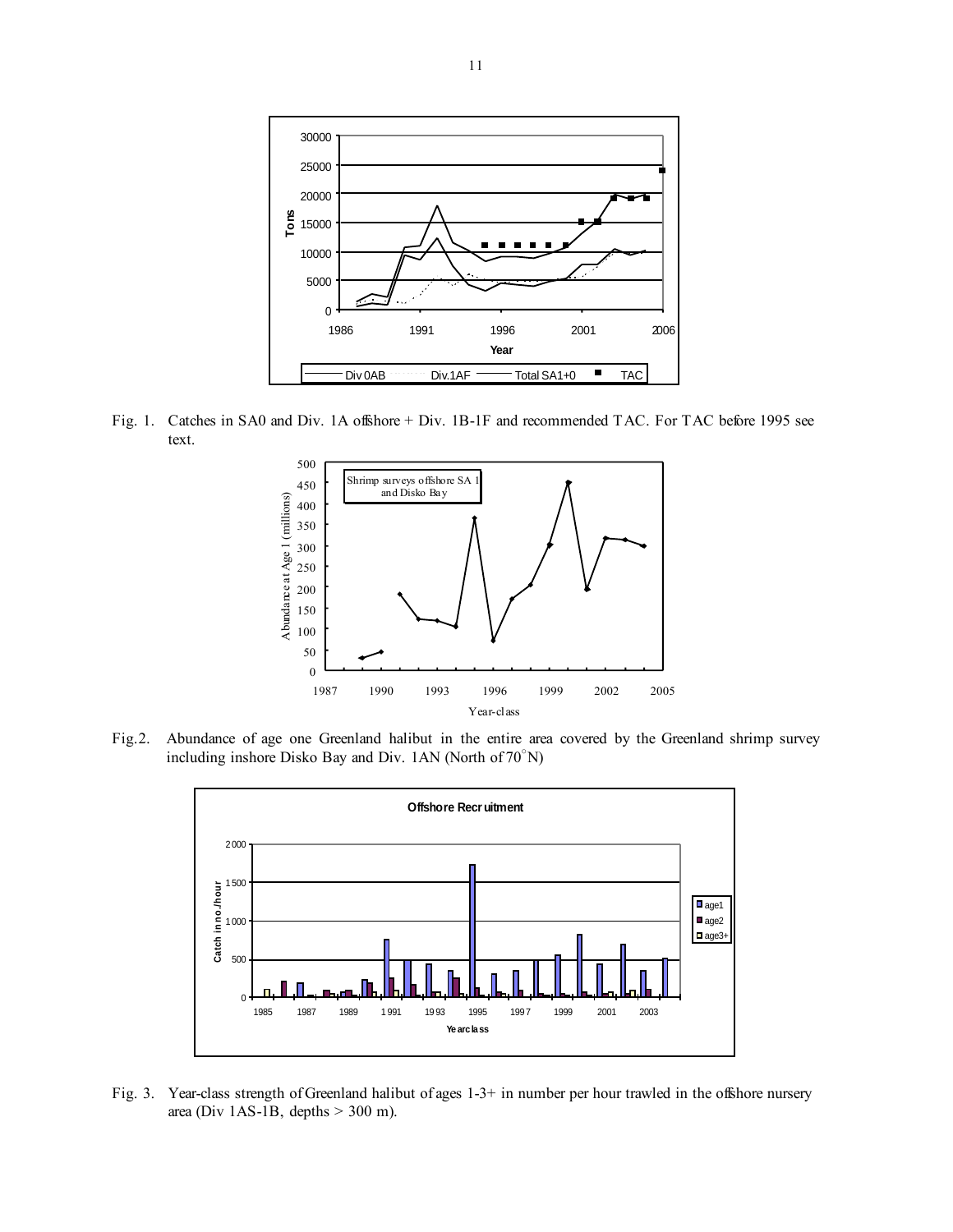Fig. 1. Catches in SA0 and Div. 1A offshore + Div. 1B-1F and recommended TAC. For TAC before 1995 see text.

Fig.2. Abundance of age one Greenland halibut in the entire area covered by the Greenland shrimp survey including inshore Disko Bay and Div. 1AN (North of 70°N)

Fig. 3. Year-class strength of Greenland halibut of ages 1-3+ in number per hour trawled in the offshore nursery area (Div 1AS-1B, depths > 300 m).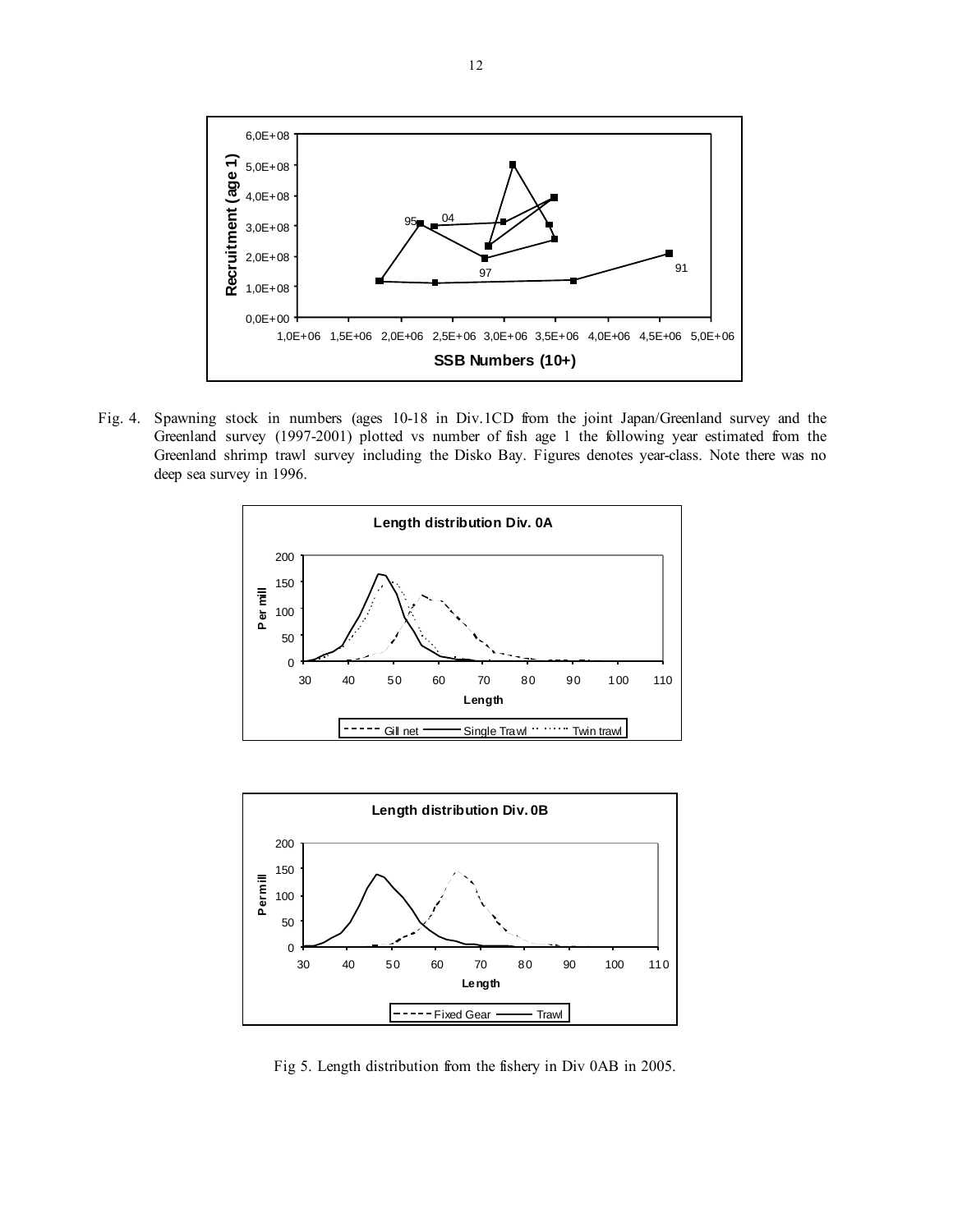Fig. 4. Spawning stock in numbers (ages 10-18 in Div.1CD from the joint Japan/Greenland survey and the Greenland survey (1997-2001) plotted vs number of fish age 1 the following year estimated from the Greenland shrimp trawl survey including the Disko Bay. Figures denotes year-class. Note there was no deep sea survey in 1996.

Fig 5. Length distribution from the fishery in Div 0AB in 2005.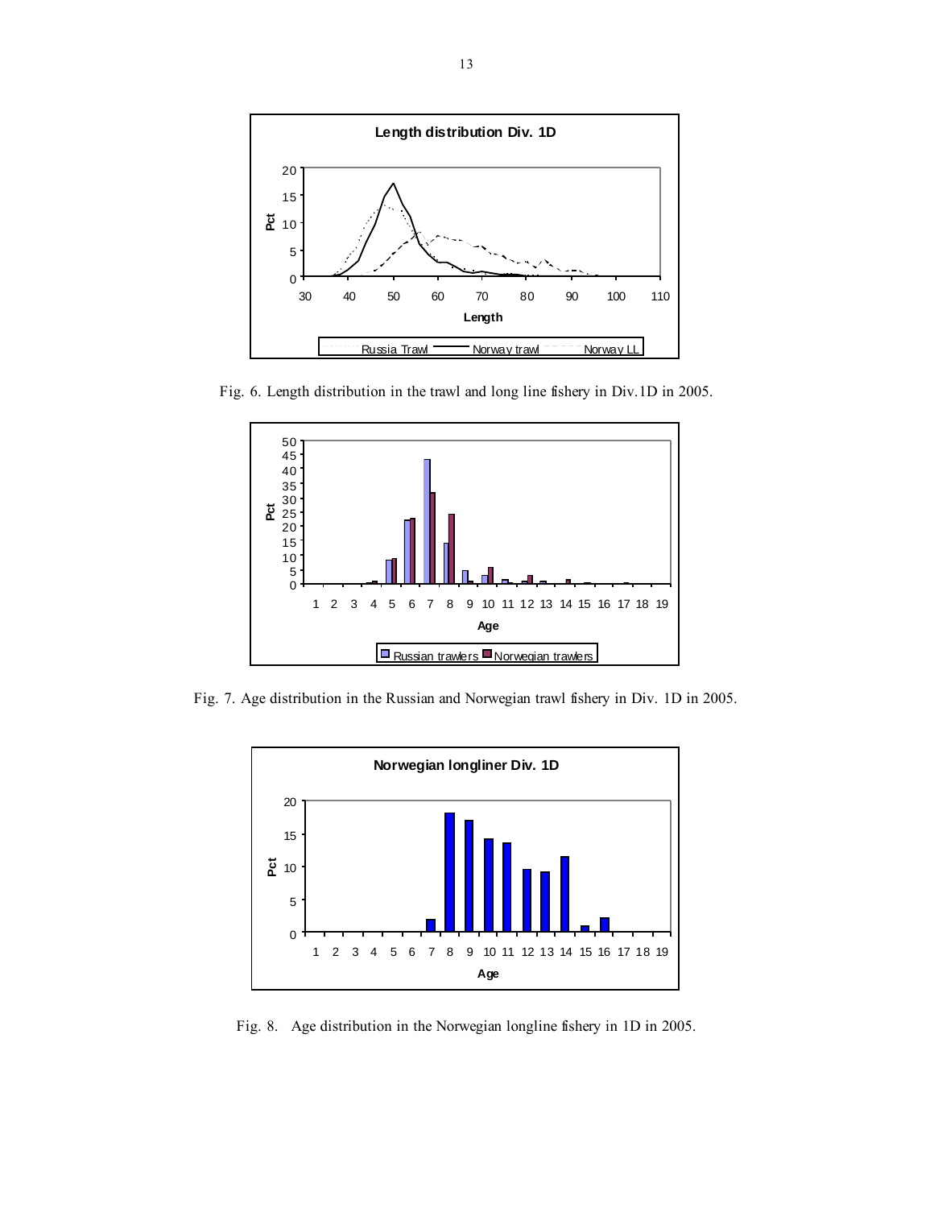Fig. 6. Length distribution in the trawl and long line fishery in Div.1D in 2005.

Fig. 7. Age distribution in the Russian and Norwegian trawl fishery in Div. 1D in 2005.

Fig. 8. Age distribution in the Norwegian longline fishery in 1D in 2005.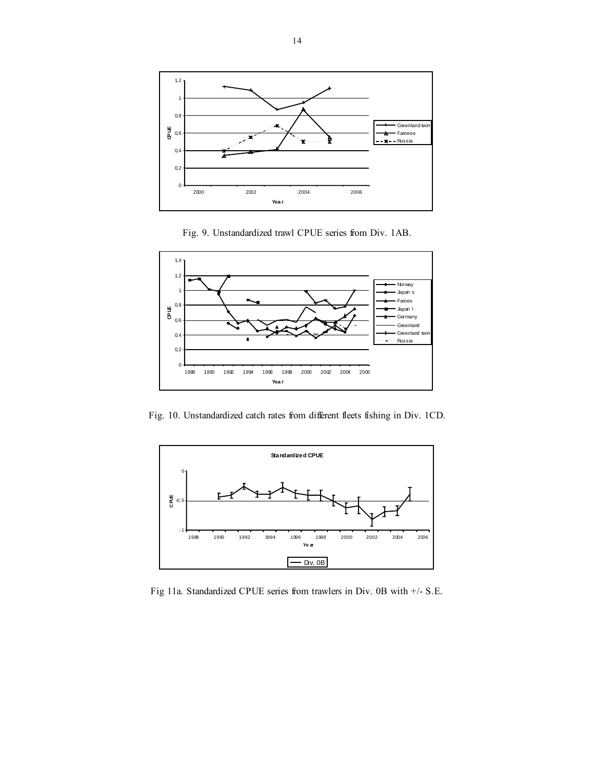Fig. 9. Unstandardized trawl CPUE series from Div. 1AB.

Fig. 10. Unstandardized catch rates from different fleets fishing in Div. 1CD.

Fig 11a. Standardized CPUE series from trawlers in Div. 0B with +/- S.E.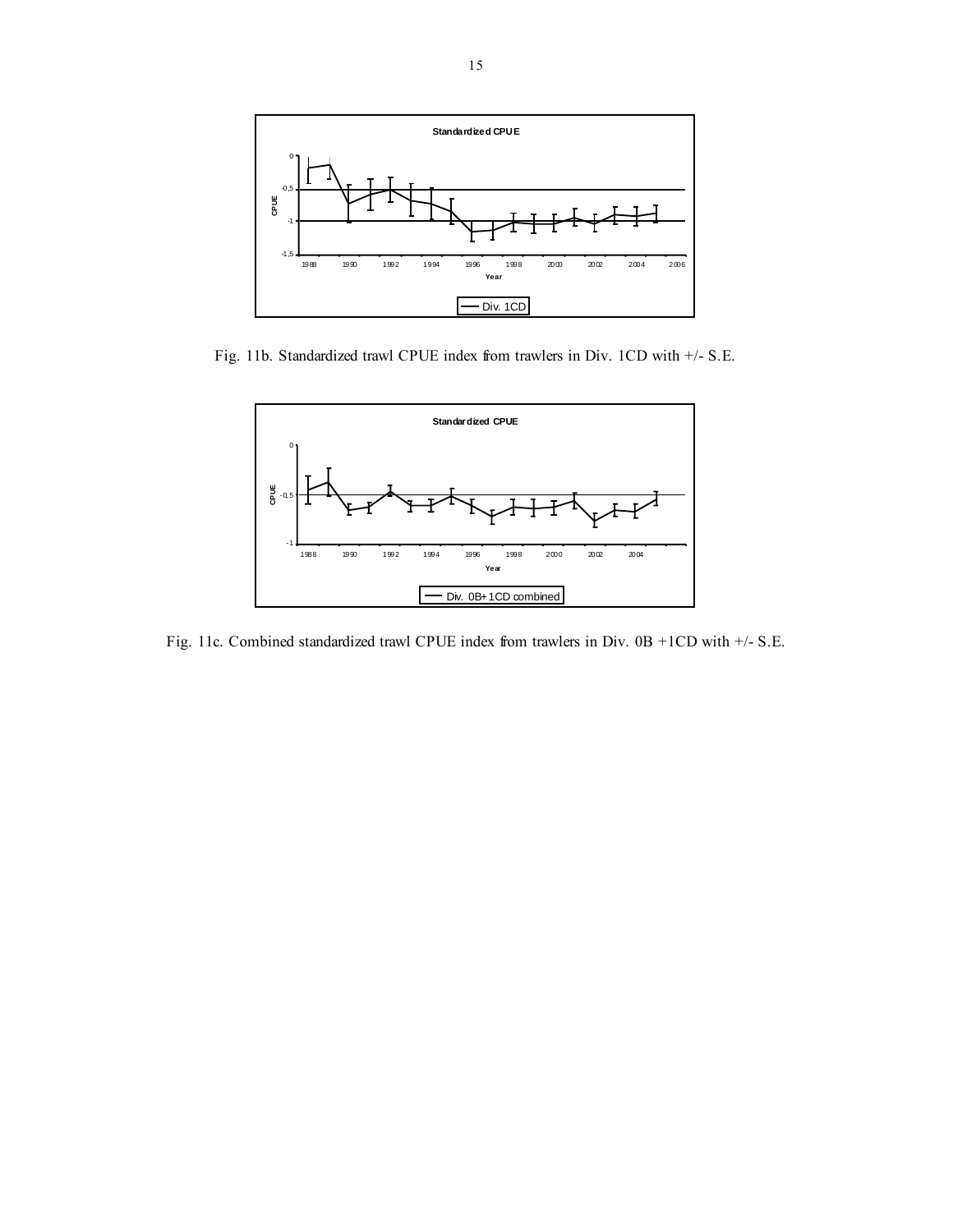Fig. 11b. Standardized trawl CPUE index from trawlers in Div. 1CD with +/- S.E.

Fig. 11c. Combined standardized trawl CPUE index from trawlers in Div. 0B +1CD with +/- S.E.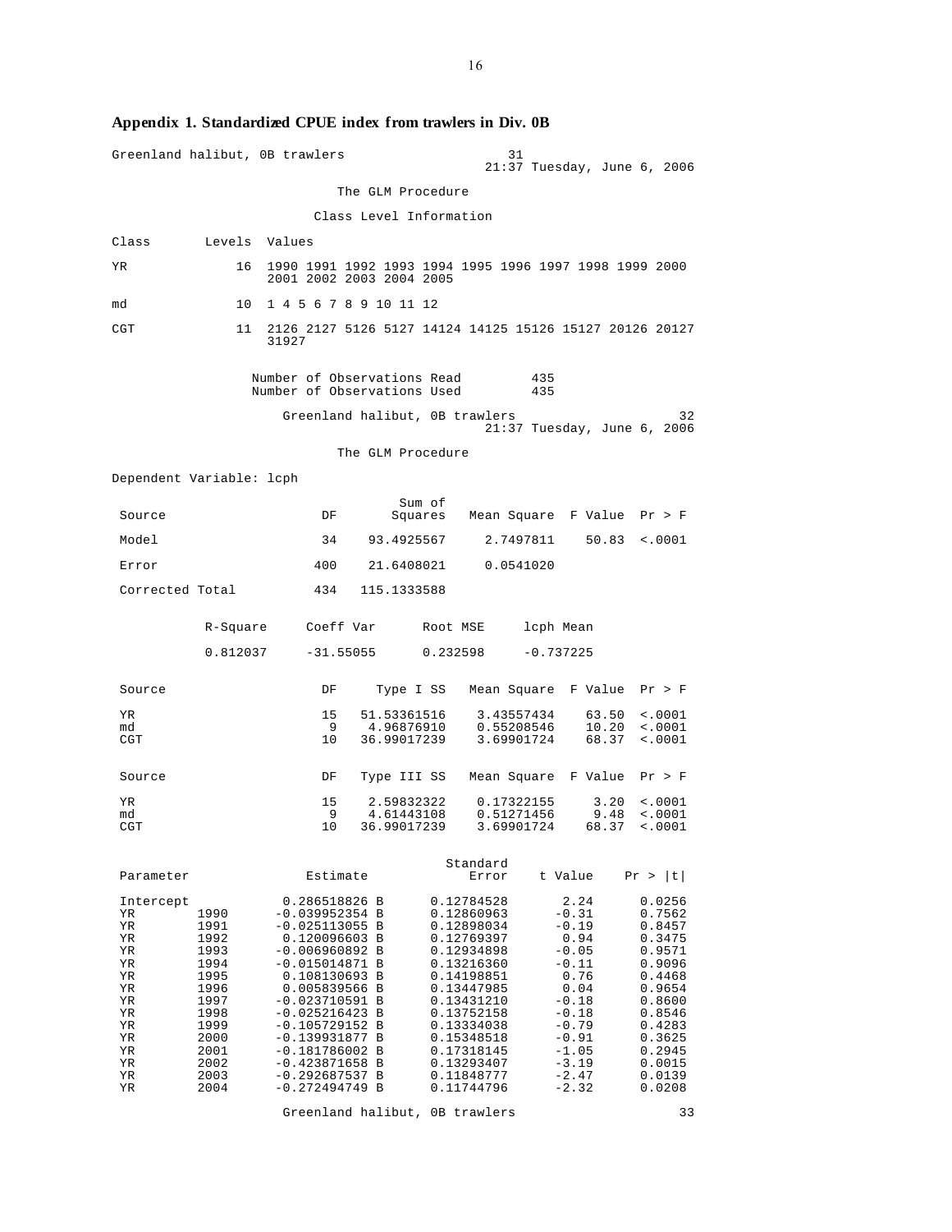## Appendix 1. Standardized CPUE index from trawlers in Div. 0B

```
Greenland halibut, 0B trawlers                          31
                                          21:37 Tuesday, June 6, 2006

                         The GLM Procedure

                      Class Level Information

Class       Levels  Values

YR              16  1990 1991 1992 1993 1994 1995 1996 1997 1998 1999 2000
                    2001 2002 2003 2004 2005

md              10  1 4 5 6 7 8 9 10 11 12

CGT             11  2126 2127 5126 5127 14124 14125 15126 15127 20126 20127
                    31927

                  Number of Observations Read         435
                  Number of Observations Used         435

                     Greenland halibut, 0B trawlers                       32
                                          21:37 Tuesday, June 6, 2006

                         The GLM Procedure

Dependent Variable: lcph

                                        Sum of
 Source                      DF        Squares    Mean Square  F Value  Pr > F

 Model                       34     93.4925567      2.7497811    50.83  <.0001

 Error                      400     21.6408021      0.0541020

 Corrected Total            434    115.1333588

            R-Square     Coeff Var      Root MSE      lcph Mean

            0.812037     -31.55055      0.232598     -0.737225

 Source                      DF      Type I SS    Mean Square  F Value  Pr > F

 YR                          15    51.53361516     3.43557434    63.50  <.0001
 md                           9     4.96876910     0.55208546    10.20  <.0001
 CGT                         10    36.99017239     3.69901724    68.37  <.0001

 Source                      DF    Type III SS    Mean Square  F Value  Pr > F

 YR                          15     2.59832322     0.17322155     3.20  <.0001
 md                           9     4.61443108     0.51271456     9.48  <.0001
 CGT                         10    36.99017239     3.69901724    68.37  <.0001

                                                  Standard
 Parameter                Estimate                   Error    t Value    Pr > |t|

 Intercept             0.286518826 B          0.12784528       2.24      0.0256
 YR        1990       -0.039952354 B          0.12860963      -0.31      0.7562
 YR        1991       -0.025113055 B          0.12898034      -0.19      0.8457
 YR        1992        0.120096603 B          0.12769397       0.94      0.3475
 YR        1993       -0.006960892 B          0.12934898      -0.05      0.9571
 YR        1994       -0.015014871 B          0.13216360      -0.11      0.9096
 YR        1995        0.108130693 B          0.14198851       0.76      0.4468
 YR        1996        0.005839566 B          0.13447985       0.04      0.9654
 YR        1997       -0.023710591 B          0.13431210      -0.18      0.8600
 YR        1998       -0.025216423 B          0.13752158      -0.18      0.8546
 YR        1999       -0.105729152 B          0.13334038      -0.79      0.4283
 YR        2000       -0.139931877 B          0.15348518      -0.91      0.3625
 YR        2001       -0.181786002 B          0.17318145      -1.05      0.2945
 YR        2002       -0.423871658 B          0.13293407      -3.19      0.0015
 YR        2003       -0.292687537 B          0.11848777      -2.47      0.0139
 YR        2004       -0.272494749 B          0.11744796      -2.32      0.0208

                     Greenland halibut, 0B trawlers                       33
```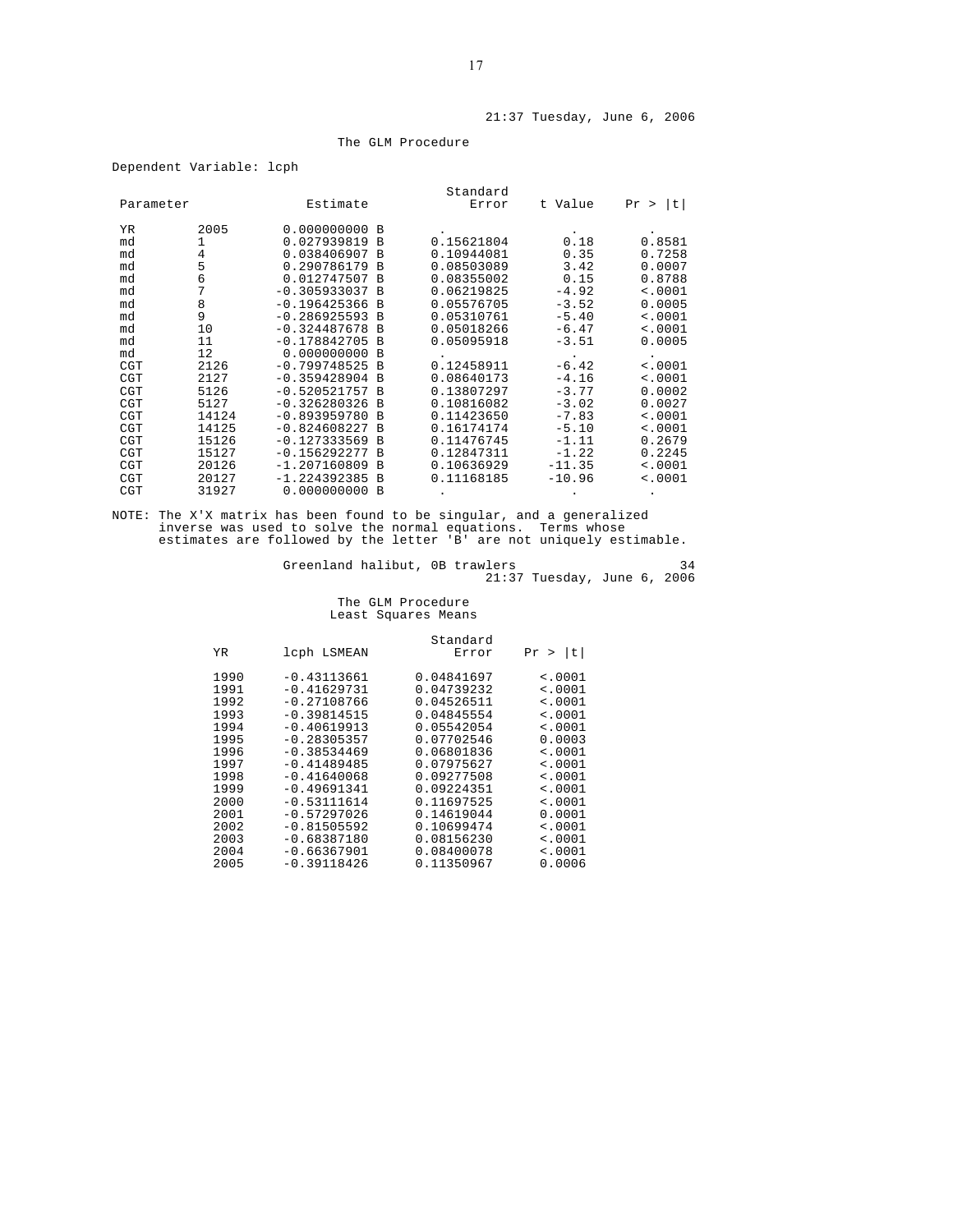The GLM Procedure

Dependent Variable: lcph

| Parameter | | Estimate | | Standard Error | t Value | Pr > \|t\| |
|---|---|---|---|---|---|---|
| YR | 2005 | 0.000000000 | B | . | . | . |
| md | 1 | 0.027939819 | B | 0.15621804 | 0.18 | 0.8581 |
| md | 4 | 0.038406907 | B | 0.10944081 | 0.35 | 0.7258 |
| md | 5 | 0.290786179 | B | 0.08503089 | 3.42 | 0.0007 |
| md | 6 | 0.012747507 | B | 0.08355002 | 0.15 | 0.8788 |
| md | 7 | -0.305933037 | B | 0.06219825 | -4.92 | <.0001 |
| md | 8 | -0.196425366 | B | 0.05576705 | -3.52 | 0.0005 |
| md | 9 | -0.286925593 | B | 0.05310761 | -5.40 | <.0001 |
| md | 10 | -0.324487678 | B | 0.05018266 | -6.47 | <.0001 |
| md | 11 | -0.178842705 | B | 0.05095918 | -3.51 | 0.0005 |
| md | 12 | 0.000000000 | B | . | . | . |
| CGT | 2126 | -0.799748525 | B | 0.12458911 | -6.42 | <.0001 |
| CGT | 2127 | -0.359428904 | B | 0.08640173 | -4.16 | <.0001 |
| CGT | 5126 | -0.520521757 | B | 0.13807297 | -3.77 | 0.0002 |
| CGT | 5127 | -0.326280326 | B | 0.10816082 | -3.02 | 0.0027 |
| CGT | 14124 | -0.893959780 | B | 0.11423650 | -7.83 | <.0001 |
| CGT | 14125 | -0.824608227 | B | 0.16174174 | -5.10 | <.0001 |
| CGT | 15126 | -0.127333569 | B | 0.11476745 | -1.11 | 0.2679 |
| CGT | 15127 | -0.156292277 | B | 0.12847311 | -1.22 | 0.2245 |
| CGT | 20126 | -1.207160809 | B | 0.10636929 | -11.35 | <.0001 |
| CGT | 20127 | -1.224392385 | B | 0.11168185 | -10.96 | <.0001 |
| CGT | 31927 | 0.000000000 | B | . | . | . |

NOTE: The X'X matrix has been found to be singular, and a generalized inverse was used to solve the normal equations. Terms whose estimates are followed by the letter 'B' are not uniquely estimable.

Greenland halibut, 0B trawlers

The GLM Procedure
Least Squares Means

| YR | lcph LSMEAN | Standard Error | Pr > \|t\| |
|---|---|---|---|
| 1990 | -0.43113661 | 0.04841697 | <.0001 |
| 1991 | -0.41629731 | 0.04739232 | <.0001 |
| 1992 | -0.27108766 | 0.04526511 | <.0001 |
| 1993 | -0.39814515 | 0.04845554 | <.0001 |
| 1994 | -0.40619913 | 0.05542054 | <.0001 |
| 1995 | -0.28305357 | 0.07702546 | 0.0003 |
| 1996 | -0.38534469 | 0.06801836 | <.0001 |
| 1997 | -0.41489485 | 0.07975627 | <.0001 |
| 1998 | -0.41640068 | 0.09277508 | <.0001 |
| 1999 | -0.49691341 | 0.09224351 | <.0001 |
| 2000 | -0.53111614 | 0.11697525 | <.0001 |
| 2001 | -0.57297026 | 0.14619044 | 0.0001 |
| 2002 | -0.81505592 | 0.10699474 | <.0001 |
| 2003 | -0.68387180 | 0.08156230 | <.0001 |
| 2004 | -0.66367901 | 0.08400078 | <.0001 |
| 2005 | -0.39118426 | 0.11350967 | 0.0006 |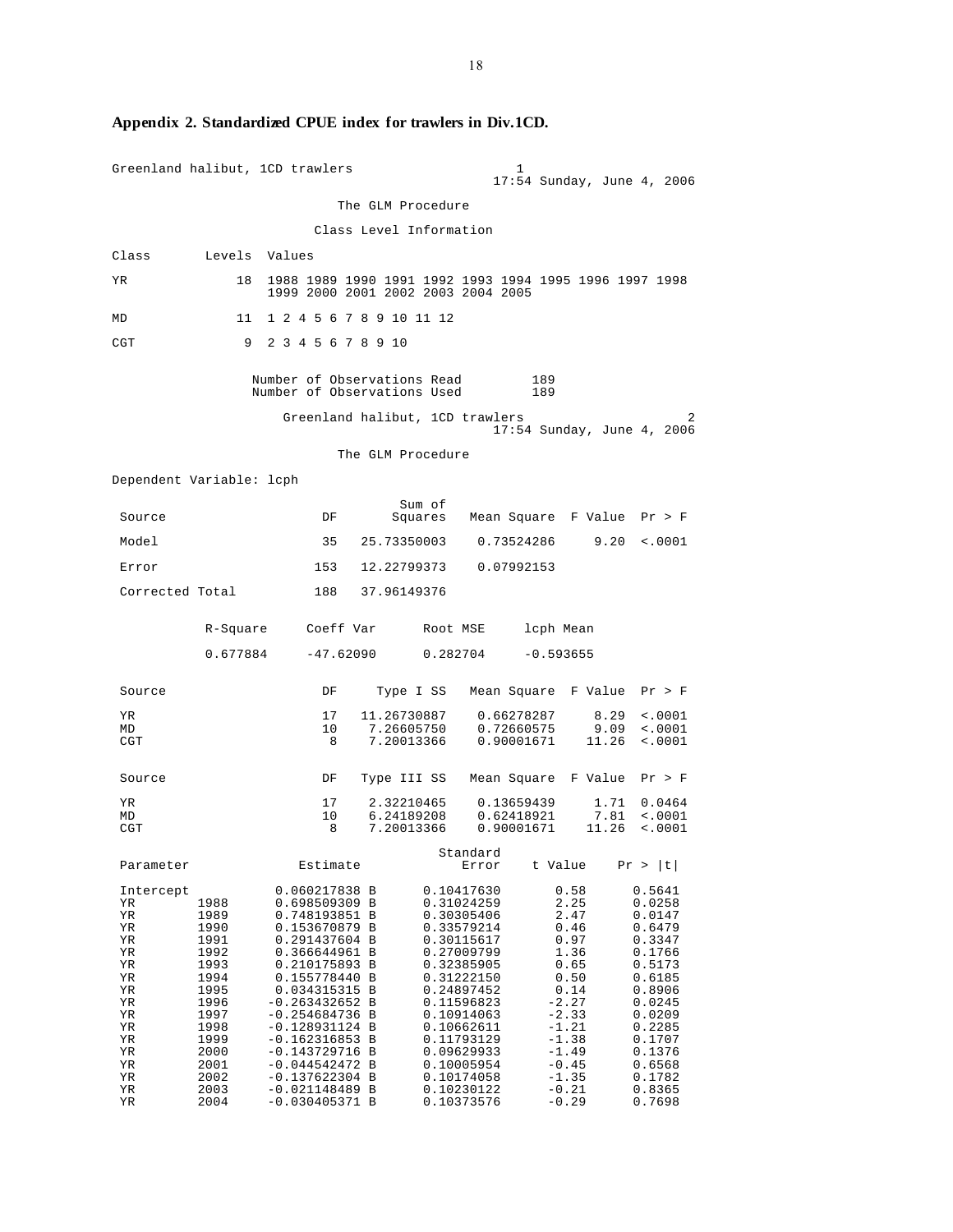## Appendix 2. Standardized CPUE index for trawlers in Div.1CD.

```
Greenland halibut, 1CD trawlers                        1
                                           17:54 Sunday, June 4, 2006

                         The GLM Procedure

                      Class Level Information

Class       Levels  Values

YR              18  1988 1989 1990 1991 1992 1993 1994 1995 1996 1997 1998
                    1999 2000 2001 2002 2003 2004 2005

MD              11  1 2 4 5 6 7 8 9 10 11 12

CGT              9  2 3 4 5 6 7 8 9 10


                  Number of Observations Read         189
                  Number of Observations Used         189

                     Greenland halibut, 1CD trawlers                       2
                                           17:54 Sunday, June 4, 2006

                         The GLM Procedure

Dependent Variable: lcph

                                       Sum of
 Source                      DF       Squares   Mean Square  F Value  Pr > F

 Model                       35   25.73350003    0.73524286     9.20  <.0001

 Error                      153   12.22799373    0.07992153

 Corrected Total            188   37.96149376


           R-Square     Coeff Var      Root MSE     lcph Mean

           0.677884     -47.62090      0.282704     -0.593655


 Source                      DF     Type I SS   Mean Square  F Value  Pr > F

 YR                          17   11.26730887    0.66278287     8.29  <.0001
 MD                          10    7.26605750    0.72660575     9.09  <.0001
 CGT                          8    7.20013366    0.90001671    11.26  <.0001


 Source                      DF   Type III SS   Mean Square  F Value  Pr > F

 YR                          17    2.32210465    0.13659439     1.71  0.0464
 MD                          10    6.24189208    0.62418921     7.81  <.0001
 CGT                          8    7.20013366    0.90001671    11.26  <.0001

                                            Standard
 Parameter              Estimate               Error    t Value    Pr > |t|

 Intercept          0.060217838 B      0.10417630       0.58      0.5641
 YR        1988     0.698509309 B      0.31024259       2.25      0.0258
 YR        1989     0.748193851 B      0.30305406       2.47      0.0147
 YR        1990     0.153670879 B      0.33579214       0.46      0.6479
 YR        1991     0.291437604 B      0.30115617       0.97      0.3347
 YR        1992     0.366644961 B      0.27009799       1.36      0.1766
 YR        1993     0.210175893 B      0.32385905       0.65      0.5173
 YR        1994     0.155778440 B      0.31222150       0.50      0.6185
 YR        1995     0.034315315 B      0.24897452       0.14      0.8906
 YR        1996    -0.263432652 B      0.11596823      -2.27      0.0245
 YR        1997    -0.254684736 B      0.10914063      -2.33      0.0209
 YR        1998    -0.128931124 B      0.10662611      -1.21      0.2285
 YR        1999    -0.162316853 B      0.11793129      -1.38      0.1707
 YR        2000    -0.143729716 B      0.09629933      -1.49      0.1376
 YR        2001    -0.044542472 B      0.10005954      -0.45      0.6568
 YR        2002    -0.137622304 B      0.10174058      -1.35      0.1782
 YR        2003    -0.021148489 B      0.10230122      -0.21      0.8365
 YR        2004    -0.030405371 B      0.10373576      -0.29      0.7698
```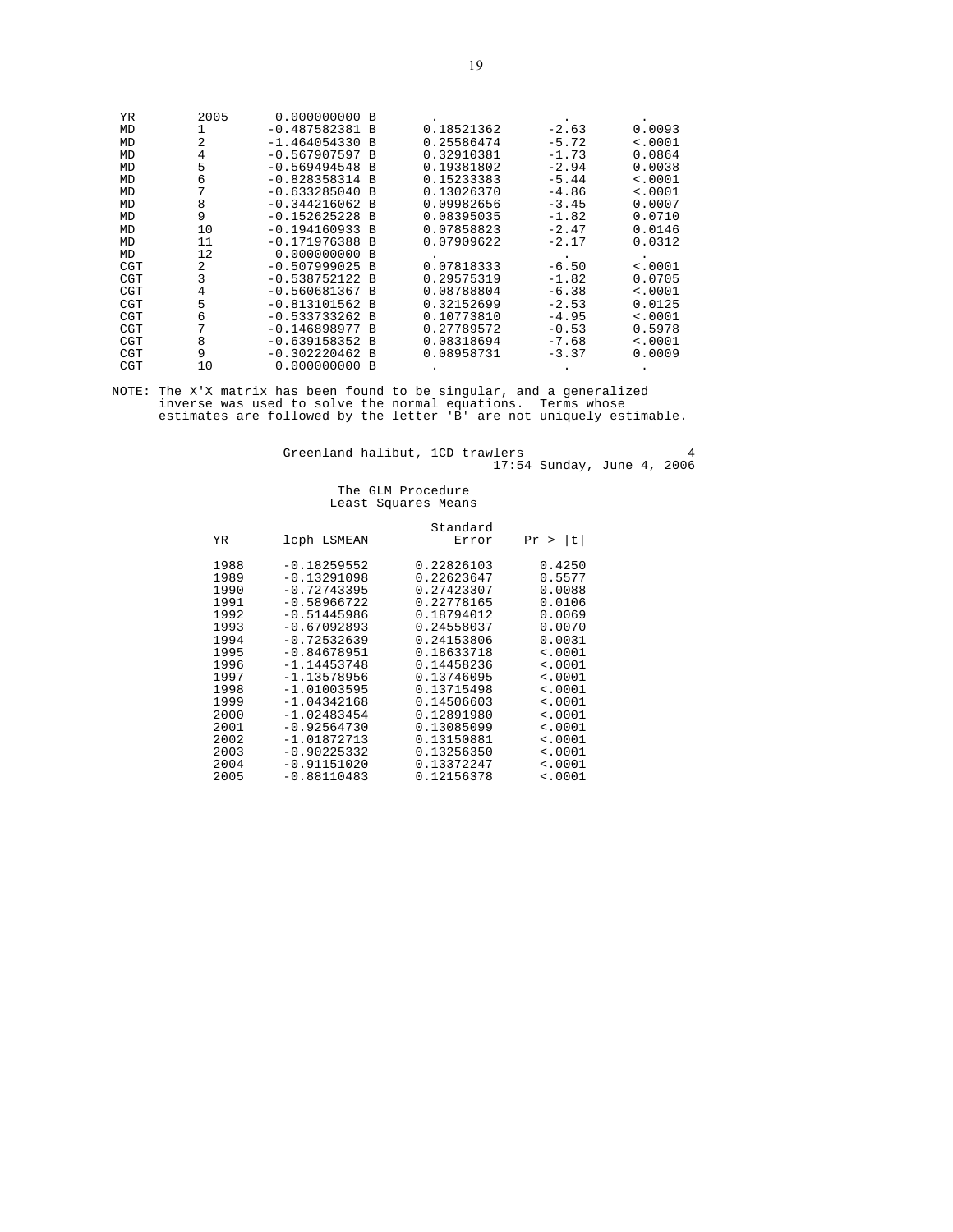| Parameter | Level | Estimate | | Standard Error | t Value | Pr > \|t\| |
|---|---|---|---|---|---|---|
| YR | 2005 | 0.000000000 | B | . | . | . |
| MD | 1 | -0.487582381 | B | 0.18521362 | -2.63 | 0.0093 |
| MD | 2 | -1.464054330 | B | 0.25586474 | -5.72 | <.0001 |
| MD | 4 | -0.567907597 | B | 0.32910381 | -1.73 | 0.0864 |
| MD | 5 | -0.569494548 | B | 0.19381802 | -2.94 | 0.0038 |
| MD | 6 | -0.828358314 | B | 0.15233383 | -5.44 | <.0001 |
| MD | 7 | -0.633285040 | B | 0.13026370 | -4.86 | <.0001 |
| MD | 8 | -0.344216062 | B | 0.09982656 | -3.45 | 0.0007 |
| MD | 9 | -0.152625228 | B | 0.08395035 | -1.82 | 0.0710 |
| MD | 10 | -0.194160933 | B | 0.07858823 | -2.47 | 0.0146 |
| MD | 11 | -0.171976388 | B | 0.07909622 | -2.17 | 0.0312 |
| MD | 12 | 0.000000000 | B | . | . | . |
| CGT | 2 | -0.507999025 | B | 0.07818333 | -6.50 | <.0001 |
| CGT | 3 | -0.538752122 | B | 0.29575319 | -1.82 | 0.0705 |
| CGT | 4 | -0.560681367 | B | 0.08788804 | -6.38 | <.0001 |
| CGT | 5 | -0.813101562 | B | 0.32152699 | -2.53 | 0.0125 |
| CGT | 6 | -0.533733262 | B | 0.10773810 | -4.95 | <.0001 |
| CGT | 7 | -0.146898977 | B | 0.27789572 | -0.53 | 0.5978 |
| CGT | 8 | -0.639158352 | B | 0.08318694 | -7.68 | <.0001 |
| CGT | 9 | -0.302220462 | B | 0.08958731 | -3.37 | 0.0009 |
| CGT | 10 | 0.000000000 | B | . | . | . |

NOTE: The X'X matrix has been found to be singular, and a generalized inverse was used to solve the normal equations. Terms whose estimates are followed by the letter 'B' are not uniquely estimable.

Greenland halibut, 1CD trawlers 4
17:54 Sunday, June 4, 2006

The GLM Procedure
Least Squares Means

| YR | lcph LSMEAN | Standard Error | Pr > \|t\| |
|---|---|---|---|
| 1988 | -0.18259552 | 0.22826103 | 0.4250 |
| 1989 | -0.13291098 | 0.22623647 | 0.5577 |
| 1990 | -0.72743395 | 0.27423307 | 0.0088 |
| 1991 | -0.58966722 | 0.22778165 | 0.0106 |
| 1992 | -0.51445986 | 0.18794012 | 0.0069 |
| 1993 | -0.67092893 | 0.24558037 | 0.0070 |
| 1994 | -0.72532639 | 0.24153806 | 0.0031 |
| 1995 | -0.84678951 | 0.18633718 | <.0001 |
| 1996 | -1.14453748 | 0.14458236 | <.0001 |
| 1997 | -1.13578956 | 0.13746095 | <.0001 |
| 1998 | -1.10003595 | 0.13715498 | <.0001 |
| 1999 | -1.04342168 | 0.14506603 | <.0001 |
| 2000 | -1.02483454 | 0.12891980 | <.0001 |
| 2001 | -0.92564730 | 0.13085099 | <.0001 |
| 2002 | -1.01872713 | 0.13150881 | <.0001 |
| 2003 | -0.90225332 | 0.13256350 | <.0001 |
| 2004 | -0.91151020 | 0.13372247 | <.0001 |
| 2005 | -0.88110483 | 0.12156378 | <.0001 |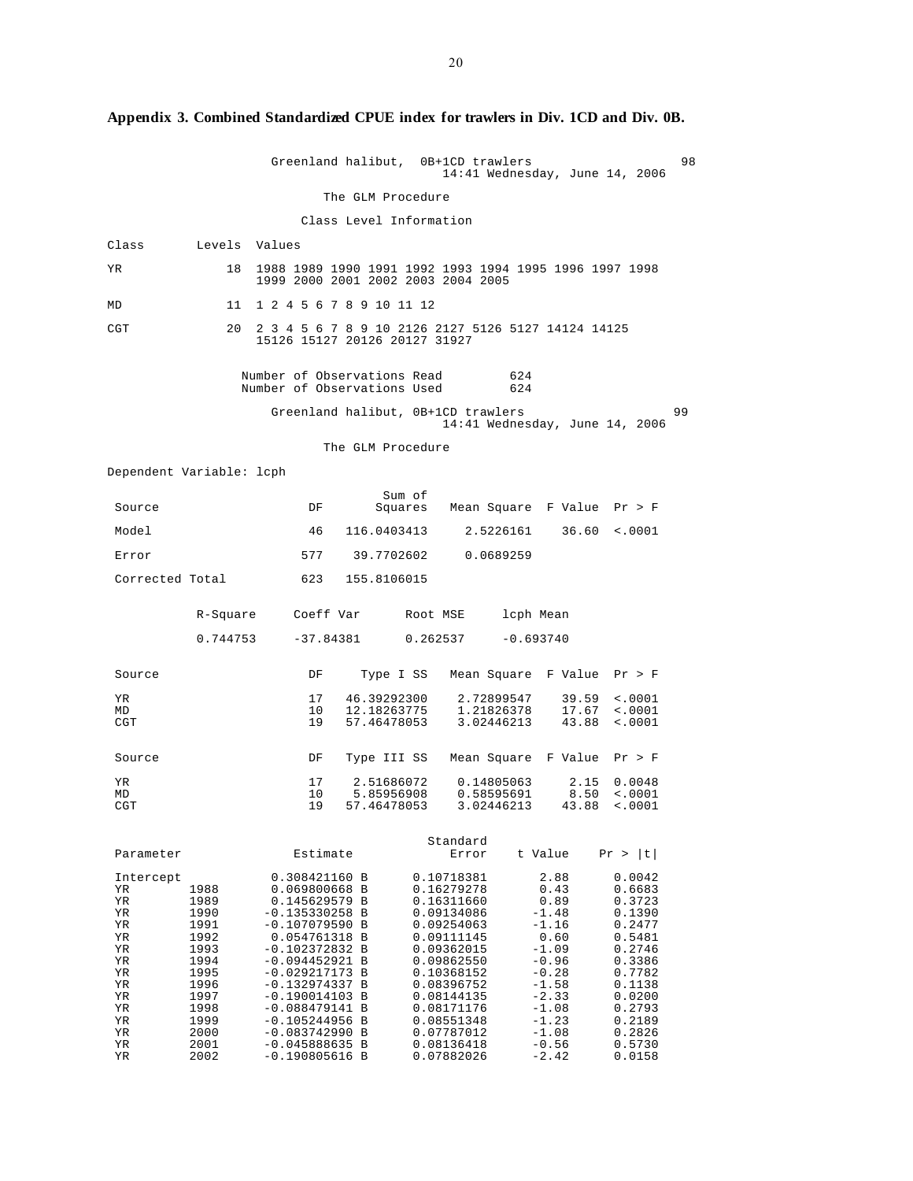**Appendix 3. Combined Standardized CPUE index for trawlers in Div. 1CD and Div. 0B.**

```
                    Greenland halibut,  0B+1CD trawlers                      98
                                           14:41 Wednesday, June 14, 2006

                              The GLM Procedure

                           Class Level Information

Class       Levels  Values

YR              18  1988 1989 1990 1991 1992 1993 1994 1995 1996 1997 1998
                    1999 2000 2001 2002 2003 2004 2005

MD              11  1 2 4 5 6 7 8 9 10 11 12

CGT             20  2 3 4 5 6 7 8 9 10 2126 2127 5126 5127 14124 14125
                    15126 15127 20126 20127 31927


                 Number of Observations Read         624
                 Number of Observations Used         624

                    Greenland halibut, 0B+1CD trawlers                      99
                                           14:41 Wednesday, June 14, 2006

                              The GLM Procedure

Dependent Variable: lcph

                                     Sum of
 Source                     DF      Squares    Mean Square  F Value  Pr > F

 Model                      46  116.0403413      2.5226161    36.60  <.0001

 Error                     577   39.7702602      0.0689259

 Corrected Total           623  155.8106015


           R-Square     Coeff Var      Root MSE     lcph Mean

           0.744753     -37.84381      0.262537     -0.693740


 Source                     DF     Type I SS    Mean Square  F Value  Pr > F

 YR                         17   46.39292300     2.72899547    39.59  <.0001
 MD                         10   12.18263775     1.21826378    17.67  <.0001
 CGT                        19   57.46478053     3.02446213    43.88  <.0001


 Source                     DF   Type III SS    Mean Square  F Value  Pr > F

 YR                         17    2.51686072     0.14805063     2.15  0.0048
 MD                         10    5.85956908     0.58595691     8.50  <.0001
 CGT                        19   57.46478053     3.02446213    43.88  <.0001


                                                Standard
 Parameter               Estimate                  Error    t Value    Pr > |t|

 Intercept          0.308421160 B         0.10718381       2.88      0.0042
 YR        1988     0.069800668 B         0.16279278       0.43      0.6683
 YR        1989     0.145629579 B         0.16311660       0.89      0.3723
 YR        1990    -0.135330258 B         0.09134086      -1.48      0.1390
 YR        1991    -0.107079590 B         0.09254063      -1.16      0.2477
 YR        1992     0.054761318 B         0.09111145       0.60      0.5481
 YR        1993    -0.102372832 B         0.09362015      -1.09      0.2746
 YR        1994    -0.094452921 B         0.09862550      -0.96      0.3386
 YR        1995    -0.029217173 B         0.10368152      -0.28      0.7782
 YR        1996    -0.132974337 B         0.08396752      -1.58      0.1138
 YR        1997    -0.190014103 B         0.08144135      -2.33      0.0200
 YR        1998    -0.088479141 B         0.08171176      -1.08      0.2793
 YR        1999    -0.105244956 B         0.08551348      -1.23      0.2189
 YR        2000    -0.083742990 B         0.07787012      -1.08      0.2826
 YR        2001    -0.045888635 B         0.08136418      -0.56      0.5730
 YR        2002    -0.190805616 B         0.07882026      -2.42      0.0158
```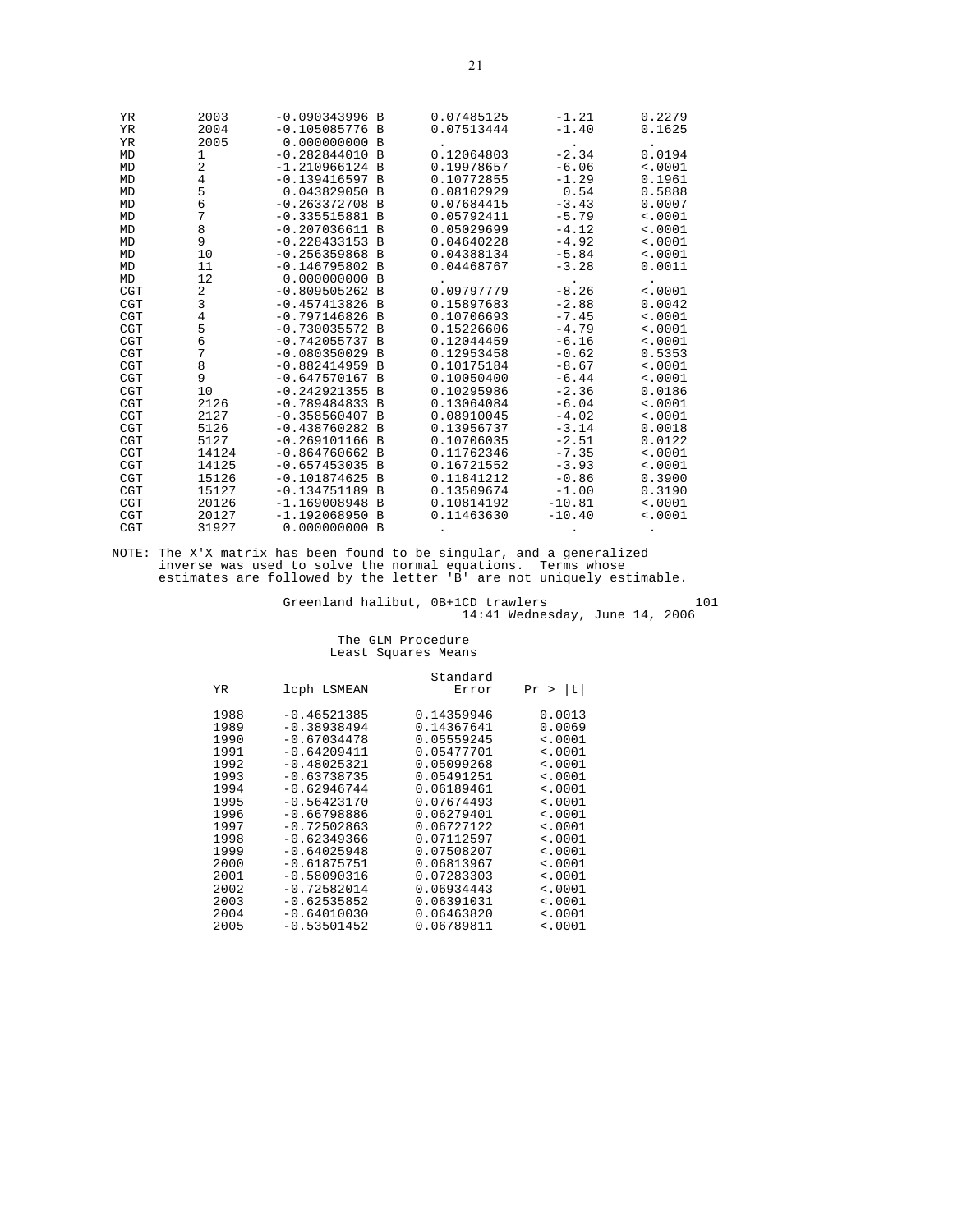| | | | | | | |
|---|---|---|---|---|---|---|
| YR | 2003 | -0.090343996 | B | 0.07485125 | -1.21 | 0.2279 |
| YR | 2004 | -0.105085776 | B | 0.07513444 | -1.40 | 0.1625 |
| YR | 2005 | 0.000000000 | B | . | . | . |
| MD | 1 | -0.282844010 | B | 0.12064803 | -2.34 | 0.0194 |
| MD | 2 | -1.210966124 | B | 0.19978657 | -6.06 | <.0001 |
| MD | 4 | -0.139416597 | B | 0.10772855 | -1.29 | 0.1961 |
| MD | 5 | 0.043829050 | B | 0.08102929 | 0.54 | 0.5888 |
| MD | 6 | -0.263372708 | B | 0.07684415 | -3.43 | 0.0007 |
| MD | 7 | -0.335515881 | B | 0.05792411 | -5.79 | <.0001 |
| MD | 8 | -0.207036611 | B | 0.05029699 | -4.12 | <.0001 |
| MD | 9 | -0.228433153 | B | 0.04640228 | -4.92 | <.0001 |
| MD | 10 | -0.256359868 | B | 0.04388134 | -5.84 | <.0001 |
| MD | 11 | -0.146795802 | B | 0.04468767 | -3.28 | 0.0011 |
| MD | 12 | 0.000000000 | B | . | . | . |
| CGT | 2 | -0.809505262 | B | 0.09797779 | -8.26 | <.0001 |
| CGT | 3 | -0.457413826 | B | 0.15897683 | -2.88 | 0.0042 |
| CGT | 4 | -0.797146826 | B | 0.10706693 | -7.45 | <.0001 |
| CGT | 5 | -0.730035572 | B | 0.15226606 | -4.79 | <.0001 |
| CGT | 6 | -0.742055737 | B | 0.12044459 | -6.16 | <.0001 |
| CGT | 7 | -0.080350029 | B | 0.12953458 | -0.62 | 0.5353 |
| CGT | 8 | -0.882414959 | B | 0.10175184 | -8.67 | <.0001 |
| CGT | 9 | -0.647570167 | B | 0.10050400 | -6.44 | <.0001 |
| CGT | 10 | -0.242921355 | B | 0.10295986 | -2.36 | 0.0186 |
| CGT | 2126 | -0.789484833 | B | 0.13064084 | -6.04 | <.0001 |
| CGT | 2127 | -0.358560407 | B | 0.08910045 | -4.02 | <.0001 |
| CGT | 5126 | -0.438760282 | B | 0.13956737 | -3.14 | 0.0018 |
| CGT | 5127 | -0.269101166 | B | 0.10706035 | -2.51 | 0.0122 |
| CGT | 14124 | -0.864760662 | B | 0.11762346 | -7.35 | <.0001 |
| CGT | 14125 | -0.657453035 | B | 0.16721552 | -3.93 | <.0001 |
| CGT | 15126 | -0.101874625 | B | 0.11841212 | -0.86 | 0.3900 |
| CGT | 15127 | -0.134751189 | B | 0.13509674 | -1.00 | 0.3190 |
| CGT | 20126 | -1.169008948 | B | 0.10814192 | -10.81 | <.0001 |
| CGT | 20127 | -1.192068950 | B | 0.11463630 | -10.40 | <.0001 |
| CGT | 31927 | 0.000000000 | B | . | . | . |

NOTE: The X'X matrix has been found to be singular, and a generalized inverse was used to solve the normal equations. Terms whose estimates are followed by the letter 'B' are not uniquely estimable.

Greenland halibut, 0B+1CD trawlers 101
14:41 Wednesday, June 14, 2006

The GLM Procedure
Least Squares Means

| YR | lcph LSMEAN | Standard Error | Pr > \|t\| |
|---|---|---|---|
| 1988 | -0.46521385 | 0.14359946 | 0.0013 |
| 1989 | -0.38938494 | 0.14367641 | 0.0069 |
| 1990 | -0.67034478 | 0.05559245 | <.0001 |
| 1991 | -0.64209411 | 0.05477701 | <.0001 |
| 1992 | -0.48025321 | 0.05099268 | <.0001 |
| 1993 | -0.63738735 | 0.05491251 | <.0001 |
| 1994 | -0.62946744 | 0.06189461 | <.0001 |
| 1995 | -0.56423170 | 0.07674493 | <.0001 |
| 1996 | -0.66798886 | 0.06279401 | <.0001 |
| 1997 | -0.72502863 | 0.06727122 | <.0001 |
| 1998 | -0.62349366 | 0.07112597 | <.0001 |
| 1999 | -0.64025948 | 0.07508207 | <.0001 |
| 2000 | -0.61875751 | 0.06813967 | <.0001 |
| 2001 | -0.58090316 | 0.07283303 | <.0001 |
| 2002 | -0.72582014 | 0.06934443 | <.0001 |
| 2003 | -0.62535852 | 0.06391031 | <.0001 |
| 2004 | -0.64010030 | 0.06463820 | <.0001 |
| 2005 | -0.53501452 | 0.06789811 | <.0001 |